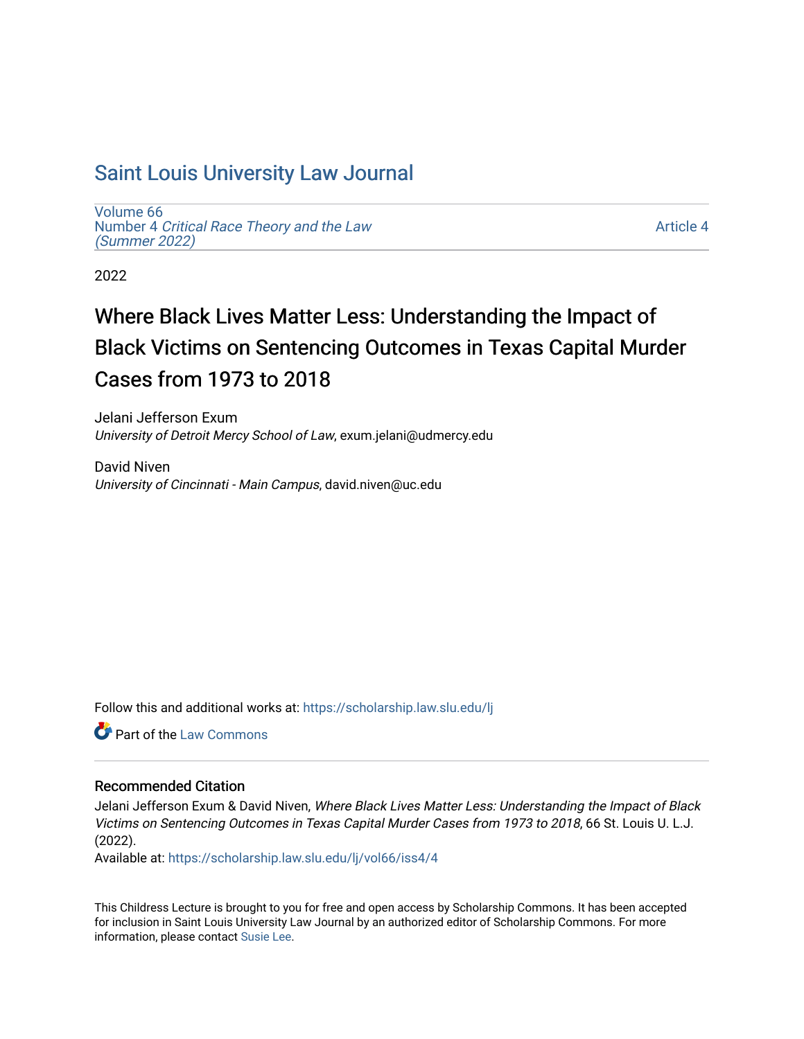# Saint Louis University Law Journal

Volume 66
Number 4 *Critical Race Theory and the Law (Summer 2022)*

Article 4

2022

## Where Black Lives Matter Less: Understanding the Impact of Black Victims on Sentencing Outcomes in Texas Capital Murder Cases from 1973 to 2018

Jelani Jefferson Exum
*University of Detroit Mercy School of Law*, exum.jelani@udmercy.edu

David Niven
*University of Cincinnati - Main Campus*, david.niven@uc.edu

Follow this and additional works at: https://scholarship.law.slu.edu/lj

Part of the Law Commons

### Recommended Citation

Jelani Jefferson Exum & David Niven, *Where Black Lives Matter Less: Understanding the Impact of Black Victims on Sentencing Outcomes in Texas Capital Murder Cases from 1973 to 2018*, 66 St. Louis U. L.J. (2022).

Available at: https://scholarship.law.slu.edu/lj/vol66/iss4/4

This Childress Lecture is brought to you for free and open access by Scholarship Commons. It has been accepted for inclusion in Saint Louis University Law Journal by an authorized editor of Scholarship Commons. For more information, please contact Susie Lee.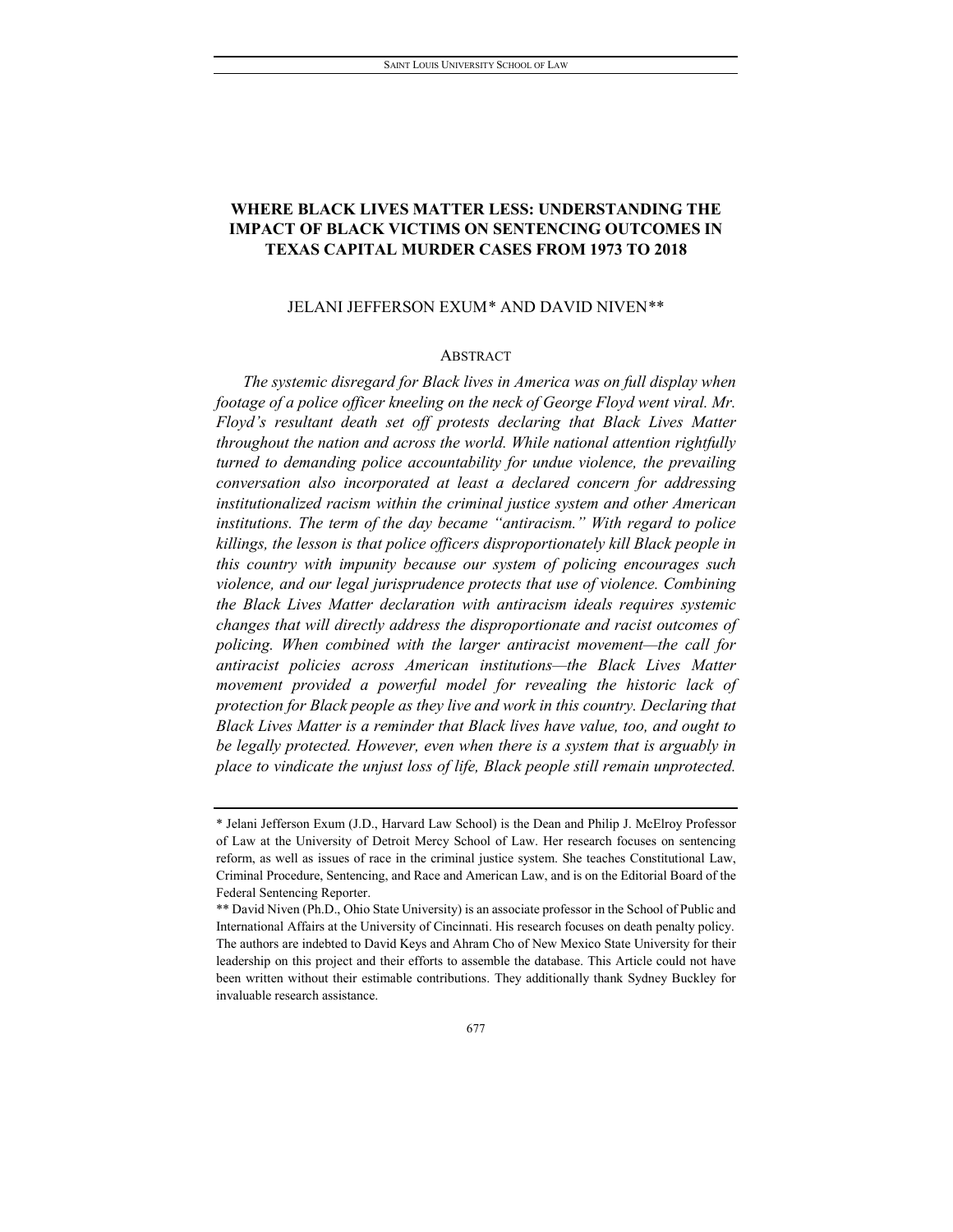# WHERE BLACK LIVES MATTER LESS: UNDERSTANDING THE IMPACT OF BLACK VICTIMS ON SENTENCING OUTCOMES IN TEXAS CAPITAL MURDER CASES FROM 1973 TO 2018

JELANI JEFFERSON EXUM* AND DAVID NIVEN**

## ABSTRACT

*The systemic disregard for Black lives in America was on full display when footage of a police officer kneeling on the neck of George Floyd went viral. Mr. Floyd's resultant death set off protests declaring that Black Lives Matter throughout the nation and across the world. While national attention rightfully turned to demanding police accountability for undue violence, the prevailing conversation also incorporated at least a declared concern for addressing institutionalized racism within the criminal justice system and other American institutions. The term of the day became "antiracism." With regard to police killings, the lesson is that police officers disproportionately kill Black people in this country with impunity because our system of policing encourages such violence, and our legal jurisprudence protects that use of violence. Combining the Black Lives Matter declaration with antiracism ideals requires systemic changes that will directly address the disproportionate and racist outcomes of policing. When combined with the larger antiracist movement—the call for antiracist policies across American institutions—the Black Lives Matter movement provided a powerful model for revealing the historic lack of protection for Black people as they live and work in this country. Declaring that Black Lives Matter is a reminder that Black lives have value, too, and ought to be legally protected. However, even when there is a system that is arguably in place to vindicate the unjust loss of life, Black people still remain unprotected.*

---

\* Jelani Jefferson Exum (J.D., Harvard Law School) is the Dean and Philip J. McElroy Professor of Law at the University of Detroit Mercy School of Law. Her research focuses on sentencing reform, as well as issues of race in the criminal justice system. She teaches Constitutional Law, Criminal Procedure, Sentencing, and Race and American Law, and is on the Editorial Board of the Federal Sentencing Reporter.

\*\* David Niven (Ph.D., Ohio State University) is an associate professor in the School of Public and International Affairs at the University of Cincinnati. His research focuses on death penalty policy. The authors are indebted to David Keys and Ahram Cho of New Mexico State University for their leadership on this project and their efforts to assemble the database. This Article could not have been written without their estimable contributions. They additionally thank Sydney Buckley for invaluable research assistance.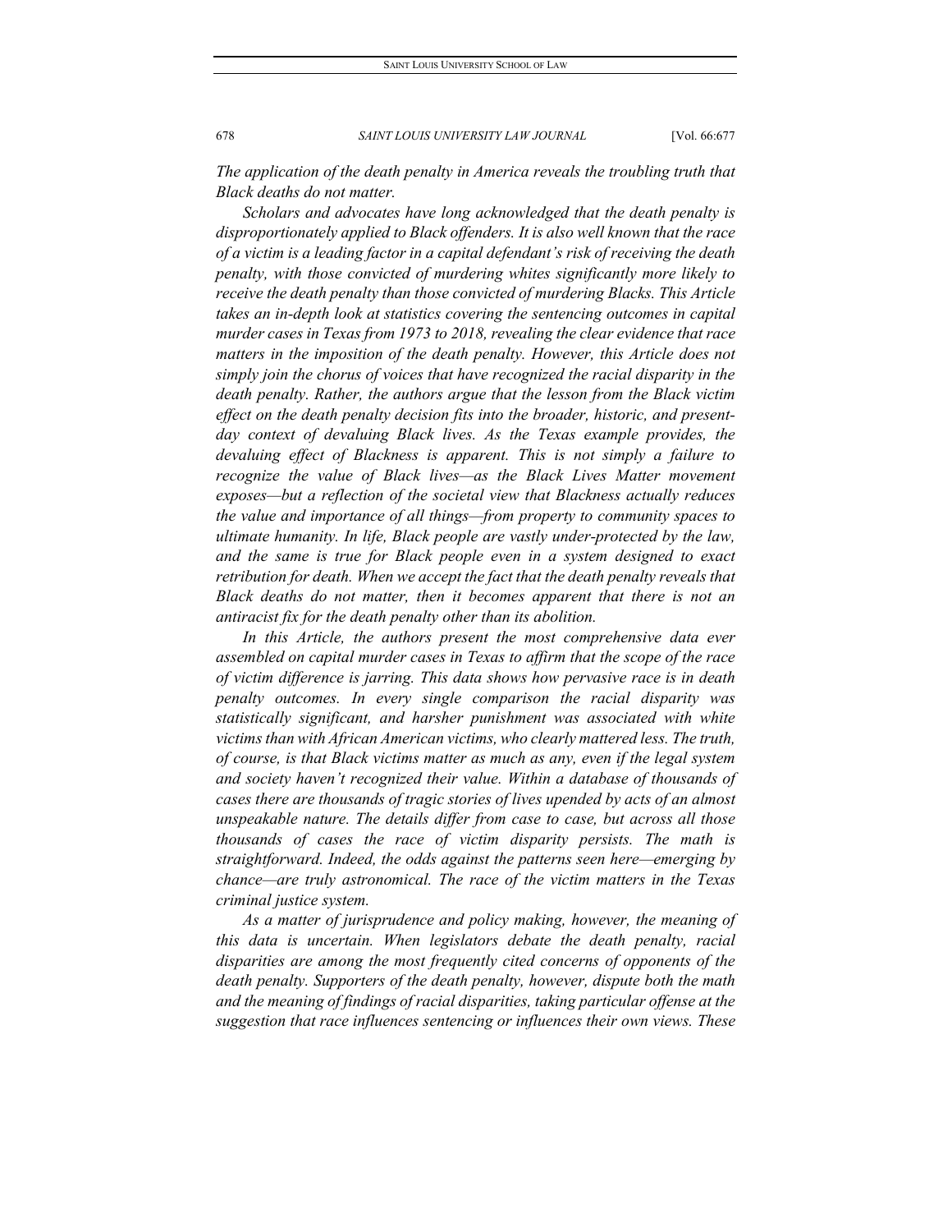*The application of the death penalty in America reveals the troubling truth that Black deaths do not matter.*

*Scholars and advocates have long acknowledged that the death penalty is disproportionately applied to Black offenders. It is also well known that the race of a victim is a leading factor in a capital defendant's risk of receiving the death penalty, with those convicted of murdering whites significantly more likely to receive the death penalty than those convicted of murdering Blacks. This Article takes an in-depth look at statistics covering the sentencing outcomes in capital murder cases in Texas from 1973 to 2018, revealing the clear evidence that race matters in the imposition of the death penalty. However, this Article does not simply join the chorus of voices that have recognized the racial disparity in the death penalty. Rather, the authors argue that the lesson from the Black victim effect on the death penalty decision fits into the broader, historic, and present-day context of devaluing Black lives. As the Texas example provides, the devaluing effect of Blackness is apparent. This is not simply a failure to recognize the value of Black lives—as the Black Lives Matter movement exposes—but a reflection of the societal view that Blackness actually reduces the value and importance of all things—from property to community spaces to ultimate humanity. In life, Black people are vastly under-protected by the law, and the same is true for Black people even in a system designed to exact retribution for death. When we accept the fact that the death penalty reveals that Black deaths do not matter, then it becomes apparent that there is not an antiracist fix for the death penalty other than its abolition.*

*In this Article, the authors present the most comprehensive data ever assembled on capital murder cases in Texas to affirm that the scope of the race of victim difference is jarring. This data shows how pervasive race is in death penalty outcomes. In every single comparison the racial disparity was statistically significant, and harsher punishment was associated with white victims than with African American victims, who clearly mattered less. The truth, of course, is that Black victims matter as much as any, even if the legal system and society haven't recognized their value. Within a database of thousands of cases there are thousands of tragic stories of lives upended by acts of an almost unspeakable nature. The details differ from case to case, but across all those thousands of cases the race of victim disparity persists. The math is straightforward. Indeed, the odds against the patterns seen here—emerging by chance—are truly astronomical. The race of the victim matters in the Texas criminal justice system.*

*As a matter of jurisprudence and policy making, however, the meaning of this data is uncertain. When legislators debate the death penalty, racial disparities are among the most frequently cited concerns of opponents of the death penalty. Supporters of the death penalty, however, dispute both the math and the meaning of findings of racial disparities, taking particular offense at the suggestion that race influences sentencing or influences their own views. These*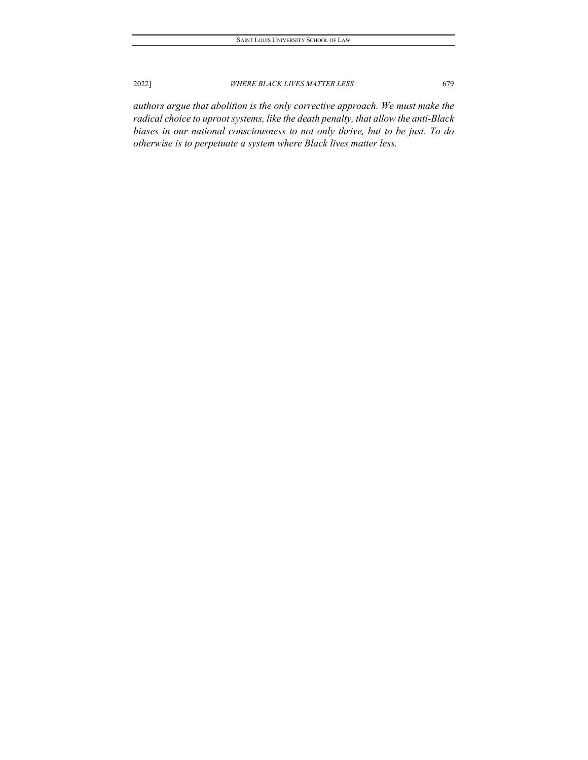*authors argue that abolition is the only corrective approach. We must make the radical choice to uproot systems, like the death penalty, that allow the anti-Black biases in our national consciousness to not only thrive, but to be just. To do otherwise is to perpetuate a system where Black lives matter less.*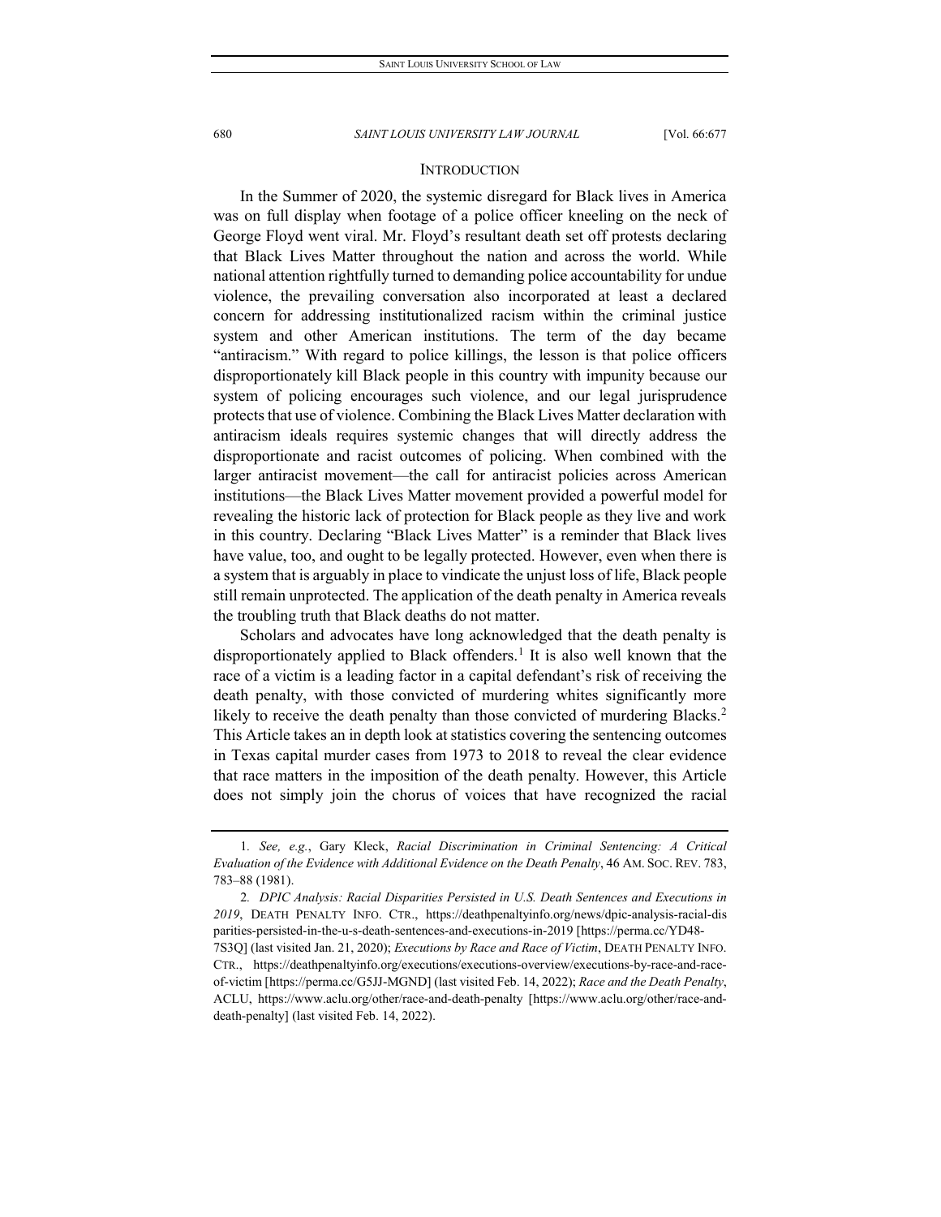## INTRODUCTION

In the Summer of 2020, the systemic disregard for Black lives in America was on full display when footage of a police officer kneeling on the neck of George Floyd went viral. Mr. Floyd's resultant death set off protests declaring that Black Lives Matter throughout the nation and across the world. While national attention rightfully turned to demanding police accountability for undue violence, the prevailing conversation also incorporated at least a declared concern for addressing institutionalized racism within the criminal justice system and other American institutions. The term of the day became "antiracism." With regard to police killings, the lesson is that police officers disproportionately kill Black people in this country with impunity because our system of policing encourages such violence, and our legal jurisprudence protects that use of violence. Combining the Black Lives Matter declaration with antiracism ideals requires systemic changes that will directly address the disproportionate and racist outcomes of policing. When combined with the larger antiracist movement—the call for antiracist policies across American institutions—the Black Lives Matter movement provided a powerful model for revealing the historic lack of protection for Black people as they live and work in this country. Declaring "Black Lives Matter" is a reminder that Black lives have value, too, and ought to be legally protected. However, even when there is a system that is arguably in place to vindicate the unjust loss of life, Black people still remain unprotected. The application of the death penalty in America reveals the troubling truth that Black deaths do not matter.

Scholars and advocates have long acknowledged that the death penalty is disproportionately applied to Black offenders.[1] It is also well known that the race of a victim is a leading factor in a capital defendant's risk of receiving the death penalty, with those convicted of murdering whites significantly more likely to receive the death penalty than those convicted of murdering Blacks.[2] This Article takes an in depth look at statistics covering the sentencing outcomes in Texas capital murder cases from 1973 to 2018 to reveal the clear evidence that race matters in the imposition of the death penalty. However, this Article does not simply join the chorus of voices that have recognized the racial

---

1. *See, e.g.*, Gary Kleck, *Racial Discrimination in Criminal Sentencing: A Critical Evaluation of the Evidence with Additional Evidence on the Death Penalty*, 46 AM. SOC. REV. 783, 783–88 (1981).

2. *DPIC Analysis: Racial Disparities Persisted in U.S. Death Sentences and Executions in 2019*, DEATH PENALTY INFO. CTR., https://deathpenaltyinfo.org/news/dpic-analysis-racial-disparities-persisted-in-the-u-s-death-sentences-and-executions-in-2019 [https://perma.cc/YD48-7S3Q] (last visited Jan. 21, 2020); *Executions by Race and Race of Victim*, DEATH PENALTY INFO. CTR., https://deathpenaltyinfo.org/executions/executions-overview/executions-by-race-and-race-of-victim [https://perma.cc/G5JJ-MGND] (last visited Feb. 14, 2022); *Race and the Death Penalty*, ACLU, https://www.aclu.org/other/race-and-death-penalty [https://www.aclu.org/other/race-and-death-penalty] (last visited Feb. 14, 2022).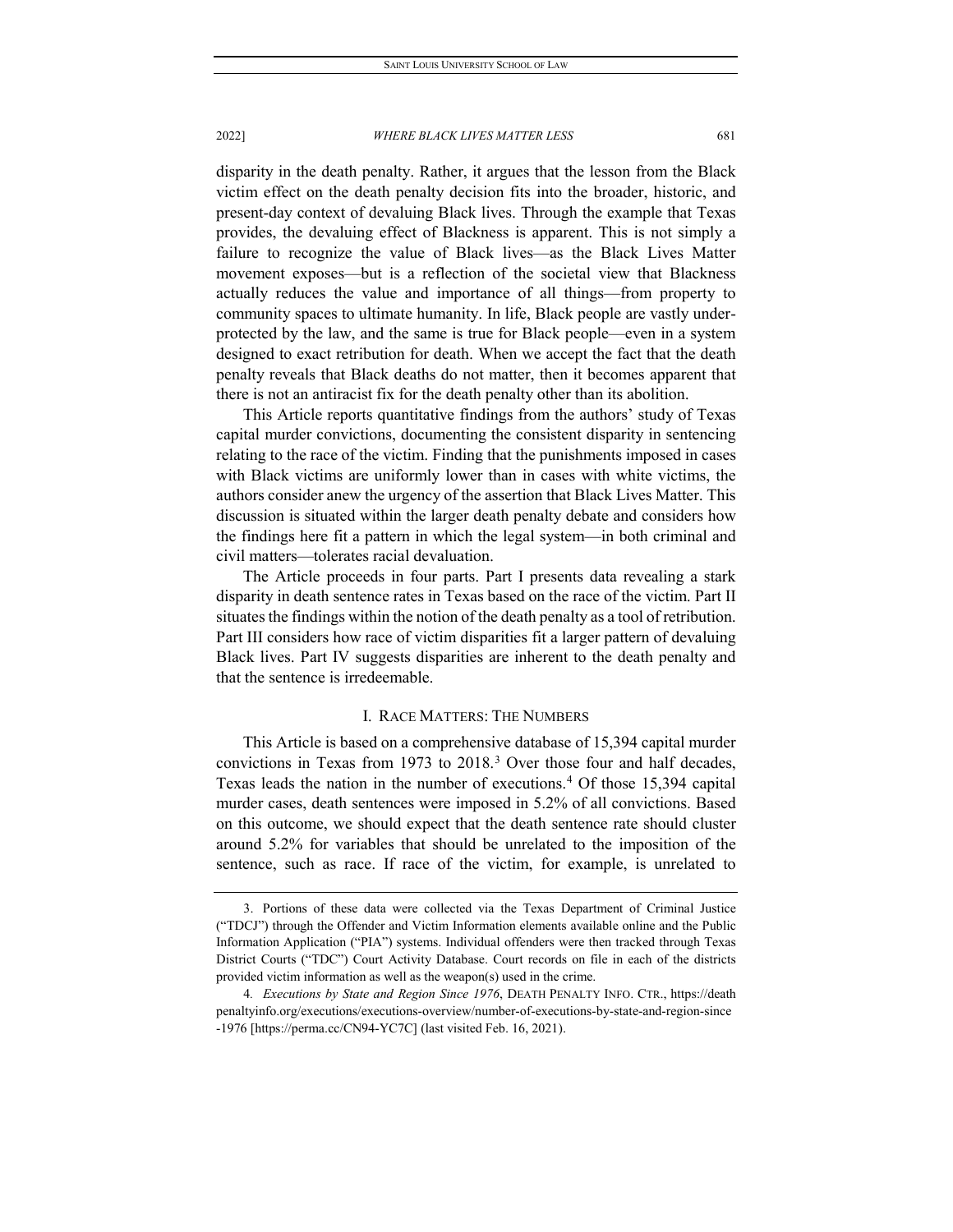disparity in the death penalty. Rather, it argues that the lesson from the Black victim effect on the death penalty decision fits into the broader, historic, and present-day context of devaluing Black lives. Through the example that Texas provides, the devaluing effect of Blackness is apparent. This is not simply a failure to recognize the value of Black lives—as the Black Lives Matter movement exposes—but is a reflection of the societal view that Blackness actually reduces the value and importance of all things—from property to community spaces to ultimate humanity. In life, Black people are vastly under-protected by the law, and the same is true for Black people—even in a system designed to exact retribution for death. When we accept the fact that the death penalty reveals that Black deaths do not matter, then it becomes apparent that there is not an antiracist fix for the death penalty other than its abolition.

This Article reports quantitative findings from the authors' study of Texas capital murder convictions, documenting the consistent disparity in sentencing relating to the race of the victim. Finding that the punishments imposed in cases with Black victims are uniformly lower than in cases with white victims, the authors consider anew the urgency of the assertion that Black Lives Matter. This discussion is situated within the larger death penalty debate and considers how the findings here fit a pattern in which the legal system—in both criminal and civil matters—tolerates racial devaluation.

The Article proceeds in four parts. Part I presents data revealing a stark disparity in death sentence rates in Texas based on the race of the victim. Part II situates the findings within the notion of the death penalty as a tool of retribution. Part III considers how race of victim disparities fit a larger pattern of devaluing Black lives. Part IV suggests disparities are inherent to the death penalty and that the sentence is irredeemable.

## I. RACE MATTERS: THE NUMBERS

This Article is based on a comprehensive database of 15,394 capital murder convictions in Texas from 1973 to 2018.[3] Over those four and half decades, Texas leads the nation in the number of executions.[4] Of those 15,394 capital murder cases, death sentences were imposed in 5.2% of all convictions. Based on this outcome, we should expect that the death sentence rate should cluster around 5.2% for variables that should be unrelated to the imposition of the sentence, such as race. If race of the victim, for example, is unrelated to

---

3. Portions of these data were collected via the Texas Department of Criminal Justice ("TDCJ") through the Offender and Victim Information elements available online and the Public Information Application ("PIA") systems. Individual offenders were then tracked through Texas District Courts ("TDC") Court Activity Database. Court records on file in each of the districts provided victim information as well as the weapon(s) used in the crime.

4. *Executions by State and Region Since 1976*, DEATH PENALTY INFO. CTR., https://deathpenaltyinfo.org/executions/executions-overview/number-of-executions-by-state-and-region-since-1976 [https://perma.cc/CN94-YC7C] (last visited Feb. 16, 2021).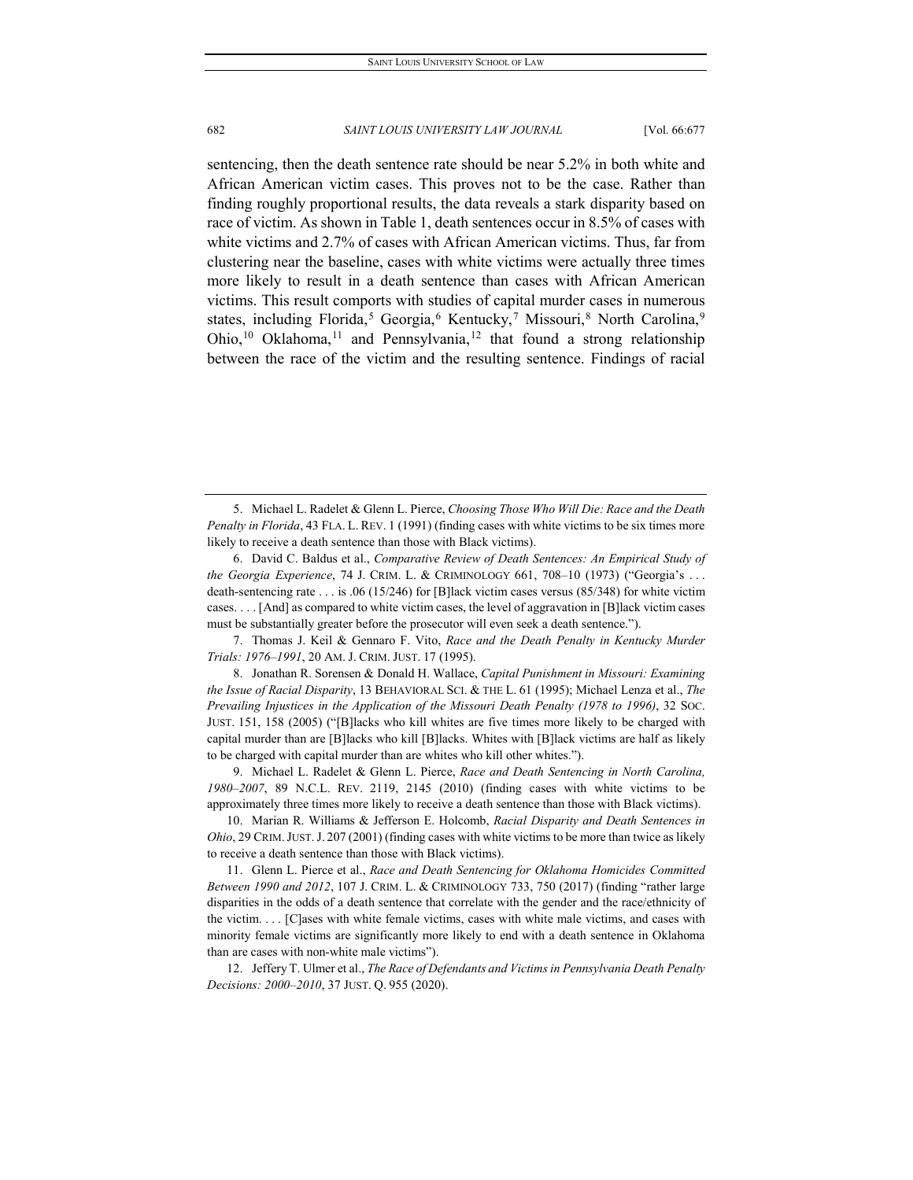sentencing, then the death sentence rate should be near 5.2% in both white and African American victim cases. This proves not to be the case. Rather than finding roughly proportional results, the data reveals a stark disparity based on race of victim. As shown in Table 1, death sentences occur in 8.5% of cases with white victims and 2.7% of cases with African American victims. Thus, far from clustering near the baseline, cases with white victims were actually three times more likely to result in a death sentence than cases with African American victims. This result comports with studies of capital murder cases in numerous states, including Florida,[5] Georgia,[6] Kentucky,[7] Missouri,[8] North Carolina,[9] Ohio,[10] Oklahoma,[11] and Pennsylvania,[12] that found a strong relationship between the race of the victim and the resulting sentence. Findings of racial

---

5. Michael L. Radelet & Glenn L. Pierce, *Choosing Those Who Will Die: Race and the Death Penalty in Florida*, 43 FLA. L. REV. 1 (1991) (finding cases with white victims to be six times more likely to receive a death sentence than those with Black victims).

6. David C. Baldus et al., *Comparative Review of Death Sentences: An Empirical Study of the Georgia Experience*, 74 J. CRIM. L. & CRIMINOLOGY 661, 708–10 (1973) ("Georgia's . . . death-sentencing rate . . . is .06 (15/246) for [B]lack victim cases versus (85/348) for white victim cases. . . . [And] as compared to white victim cases, the level of aggravation in [B]lack victim cases must be substantially greater before the prosecutor will even seek a death sentence.").

7. Thomas J. Keil & Gennaro F. Vito, *Race and the Death Penalty in Kentucky Murder Trials: 1976–1991*, 20 AM. J. CRIM. JUST. 17 (1995).

8. Jonathan R. Sorensen & Donald H. Wallace, *Capital Punishment in Missouri: Examining the Issue of Racial Disparity*, 13 BEHAVIORAL SCI. & THE L. 61 (1995); Michael Lenza et al., *The Prevailing Injustices in the Application of the Missouri Death Penalty (1978 to 1996)*, 32 SOC. JUST. 151, 158 (2005) ("[B]lacks who kill whites are five times more likely to be charged with capital murder than are [B]lacks who kill [B]lacks. Whites with [B]lack victims are half as likely to be charged with capital murder than are whites who kill other whites.").

9. Michael L. Radelet & Glenn L. Pierce, *Race and Death Sentencing in North Carolina, 1980–2007*, 89 N.C.L. REV. 2119, 2145 (2010) (finding cases with white victims to be approximately three times more likely to receive a death sentence than those with Black victims).

10. Marian R. Williams & Jefferson E. Holcomb, *Racial Disparity and Death Sentences in Ohio*, 29 CRIM. JUST. J. 207 (2001) (finding cases with white victims to be more than twice as likely to receive a death sentence than those with Black victims).

11. Glenn L. Pierce et al., *Race and Death Sentencing for Oklahoma Homicides Committed Between 1990 and 2012*, 107 J. CRIM. L. & CRIMINOLOGY 733, 750 (2017) (finding "rather large disparities in the odds of a death sentence that correlate with the gender and the race/ethnicity of the victim. . . . [C]ases with white female victims, cases with white male victims, and cases with minority female victims are significantly more likely to end with a death sentence in Oklahoma than are cases with non-white male victims").

12. Jeffery T. Ulmer et al., *The Race of Defendants and Victims in Pennsylvania Death Penalty Decisions: 2000–2010*, 37 JUST. Q. 955 (2020).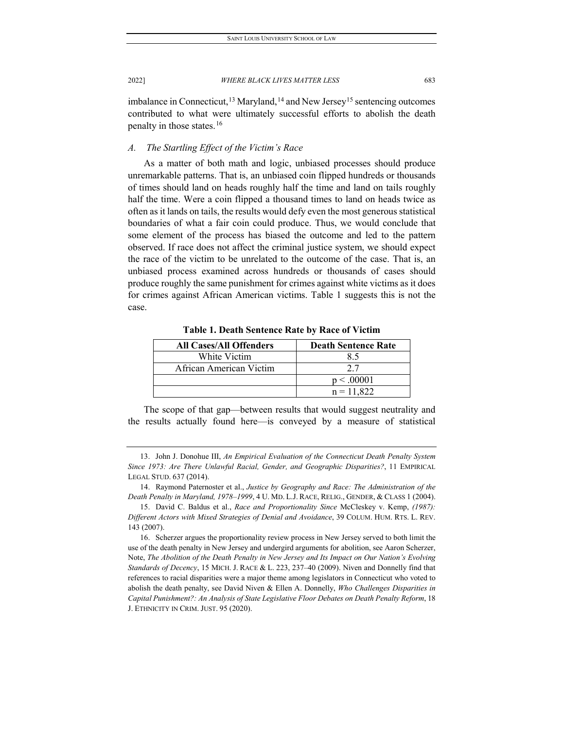imbalance in Connecticut,[13] Maryland,[14] and New Jersey[15] sentencing outcomes contributed to what were ultimately successful efforts to abolish the death penalty in those states.[16]

### *A. The Startling Effect of the Victim's Race*

As a matter of both math and logic, unbiased processes should produce unremarkable patterns. That is, an unbiased coin flipped hundreds or thousands of times should land on heads roughly half the time and land on tails roughly half the time. Were a coin flipped a thousand times to land on heads twice as often as it lands on tails, the results would defy even the most generous statistical boundaries of what a fair coin could produce. Thus, we would conclude that some element of the process has biased the outcome and led to the pattern observed. If race does not affect the criminal justice system, we should expect the race of the victim to be unrelated to the outcome of the case. That is, an unbiased process examined across hundreds or thousands of cases should produce roughly the same punishment for crimes against white victims as it does for crimes against African American victims. Table 1 suggests this is not the case.

**Table 1. Death Sentence Rate by Race of Victim**

| **All Cases/All Offenders** | **Death Sentence Rate** |
|---|---|
| White Victim | 8.5 |
| African American Victim | 2.7 |
| | $p < .00001$ |
| | $n = 11{,}822$ |

The scope of that gap—between results that would suggest neutrality and the results actually found here—is conveyed by a measure of statistical

---

13. John J. Donohue III, *An Empirical Evaluation of the Connecticut Death Penalty System Since 1973: Are There Unlawful Racial, Gender, and Geographic Disparities?*, 11 EMPIRICAL LEGAL STUD. 637 (2014).

14. Raymond Paternoster et al., *Justice by Geography and Race: The Administration of the Death Penalty in Maryland, 1978–1999*, 4 U. MD. L.J. RACE, RELIG., GENDER, & CLASS 1 (2004).

15. David C. Baldus et al., *Race and Proportionality Since* McCleskey v. Kemp, *(1987): Different Actors with Mixed Strategies of Denial and Avoidance*, 39 COLUM. HUM. RTS. L. REV. 143 (2007).

16. Scherzer argues the proportionality review process in New Jersey served to both limit the use of the death penalty in New Jersey and undergird arguments for abolition, see Aaron Scherzer, Note, *The Abolition of the Death Penalty in New Jersey and Its Impact on Our Nation's Evolving Standards of Decency*, 15 MICH. J. RACE & L. 223, 237–40 (2009). Niven and Donnelly find that references to racial disparities were a major theme among legislators in Connecticut who voted to abolish the death penalty, see David Niven & Ellen A. Donnelly, *Who Challenges Disparities in Capital Punishment?: An Analysis of State Legislative Floor Debates on Death Penalty Reform*, 18 J. ETHNICITY IN CRIM. JUST. 95 (2020).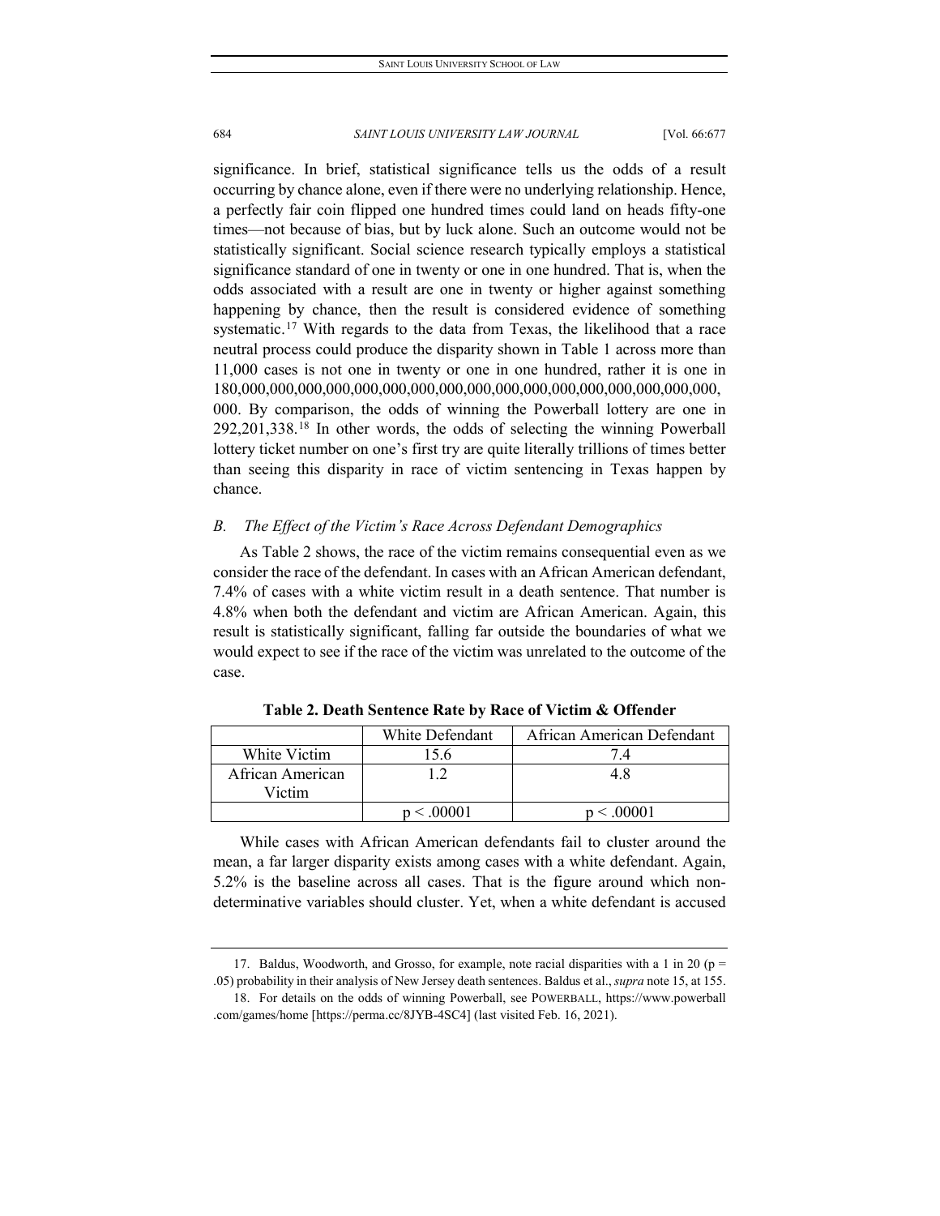significance. In brief, statistical significance tells us the odds of a result occurring by chance alone, even if there were no underlying relationship. Hence, a perfectly fair coin flipped one hundred times could land on heads fifty-one times—not because of bias, but by luck alone. Such an outcome would not be statistically significant. Social science research typically employs a statistical significance standard of one in twenty or one in one hundred. That is, when the odds associated with a result are one in twenty or higher against something happening by chance, then the result is considered evidence of something systematic.[17] With regards to the data from Texas, the likelihood that a race neutral process could produce the disparity shown in Table 1 across more than 11,000 cases is not one in twenty or one in one hundred, rather it is one in 180,000,000,000,000,000,000,000,000,000,000,000,000,000,000,000,000,000,000, 000. By comparison, the odds of winning the Powerball lottery are one in 292,201,338.[18] In other words, the odds of selecting the winning Powerball lottery ticket number on one's first try are quite literally trillions of times better than seeing this disparity in race of victim sentencing in Texas happen by chance.

## *B. The Effect of the Victim's Race Across Defendant Demographics*

As Table 2 shows, the race of the victim remains consequential even as we consider the race of the defendant. In cases with an African American defendant, 7.4% of cases with a white victim result in a death sentence. That number is 4.8% when both the defendant and victim are African American. Again, this result is statistically significant, falling far outside the boundaries of what we would expect to see if the race of the victim was unrelated to the outcome of the case.

**Table 2. Death Sentence Rate by Race of Victim & Offender**

| | White Defendant | African American Defendant |
|---|---|---|
| White Victim | 15.6 | 7.4 |
| African American Victim | 1.2 | 4.8 |
| | $p < .00001$ | $p < .00001$ |

While cases with African American defendants fail to cluster around the mean, a far larger disparity exists among cases with a white defendant. Again, 5.2% is the baseline across all cases. That is the figure around which non-determinative variables should cluster. Yet, when a white defendant is accused

17. Baldus, Woodworth, and Grosso, for example, note racial disparities with a 1 in 20 ($p = .05$) probability in their analysis of New Jersey death sentences. Baldus et al., *supra* note 15, at 155.

18. For details on the odds of winning Powerball, see POWERBALL, https://www.powerball.com/games/home [https://perma.cc/8JYB-4SC4] (last visited Feb. 16, 2021).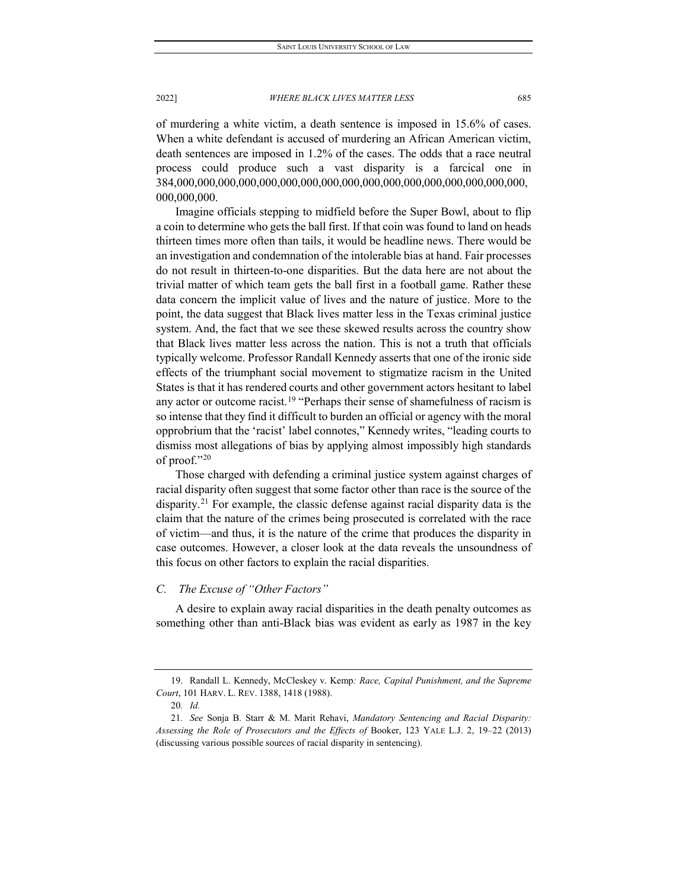of murdering a white victim, a death sentence is imposed in 15.6% of cases. When a white defendant is accused of murdering an African American victim, death sentences are imposed in 1.2% of the cases. The odds that a race neutral process could produce such a vast disparity is a farcical one in 384,000,000,000,000,000,000,000,000,000,000,000,000,000,000,000,000,000,000,000, 000,000,000.

Imagine officials stepping to midfield before the Super Bowl, about to flip a coin to determine who gets the ball first. If that coin was found to land on heads thirteen times more often than tails, it would be headline news. There would be an investigation and condemnation of the intolerable bias at hand. Fair processes do not result in thirteen-to-one disparities. But the data here are not about the trivial matter of which team gets the ball first in a football game. Rather these data concern the implicit value of lives and the nature of justice. More to the point, the data suggest that Black lives matter less in the Texas criminal justice system. And, the fact that we see these skewed results across the country show that Black lives matter less across the nation. This is not a truth that officials typically welcome. Professor Randall Kennedy asserts that one of the ironic side effects of the triumphant social movement to stigmatize racism in the United States is that it has rendered courts and other government actors hesitant to label any actor or outcome racist.[19] "Perhaps their sense of shamefulness of racism is so intense that they find it difficult to burden an official or agency with the moral opprobrium that the 'racist' label connotes," Kennedy writes, "leading courts to dismiss most allegations of bias by applying almost impossibly high standards of proof."[20]

Those charged with defending a criminal justice system against charges of racial disparity often suggest that some factor other than race is the source of the disparity.[21] For example, the classic defense against racial disparity data is the claim that the nature of the crimes being prosecuted is correlated with the race of victim—and thus, it is the nature of the crime that produces the disparity in case outcomes. However, a closer look at the data reveals the unsoundness of this focus on other factors to explain the racial disparities.

### *C. The Excuse of "Other Factors"*

A desire to explain away racial disparities in the death penalty outcomes as something other than anti-Black bias was evident as early as 1987 in the key

---

19. Randall L. Kennedy, McCleskey v. Kemp*: Race, Capital Punishment, and the Supreme Court*, 101 HARV. L. REV. 1388, 1418 (1988).

20. *Id.*

21. *See* Sonja B. Starr & M. Marit Rehavi, *Mandatory Sentencing and Racial Disparity: Assessing the Role of Prosecutors and the Effects of* Booker, 123 YALE L.J. 2, 19–22 (2013) (discussing various possible sources of racial disparity in sentencing).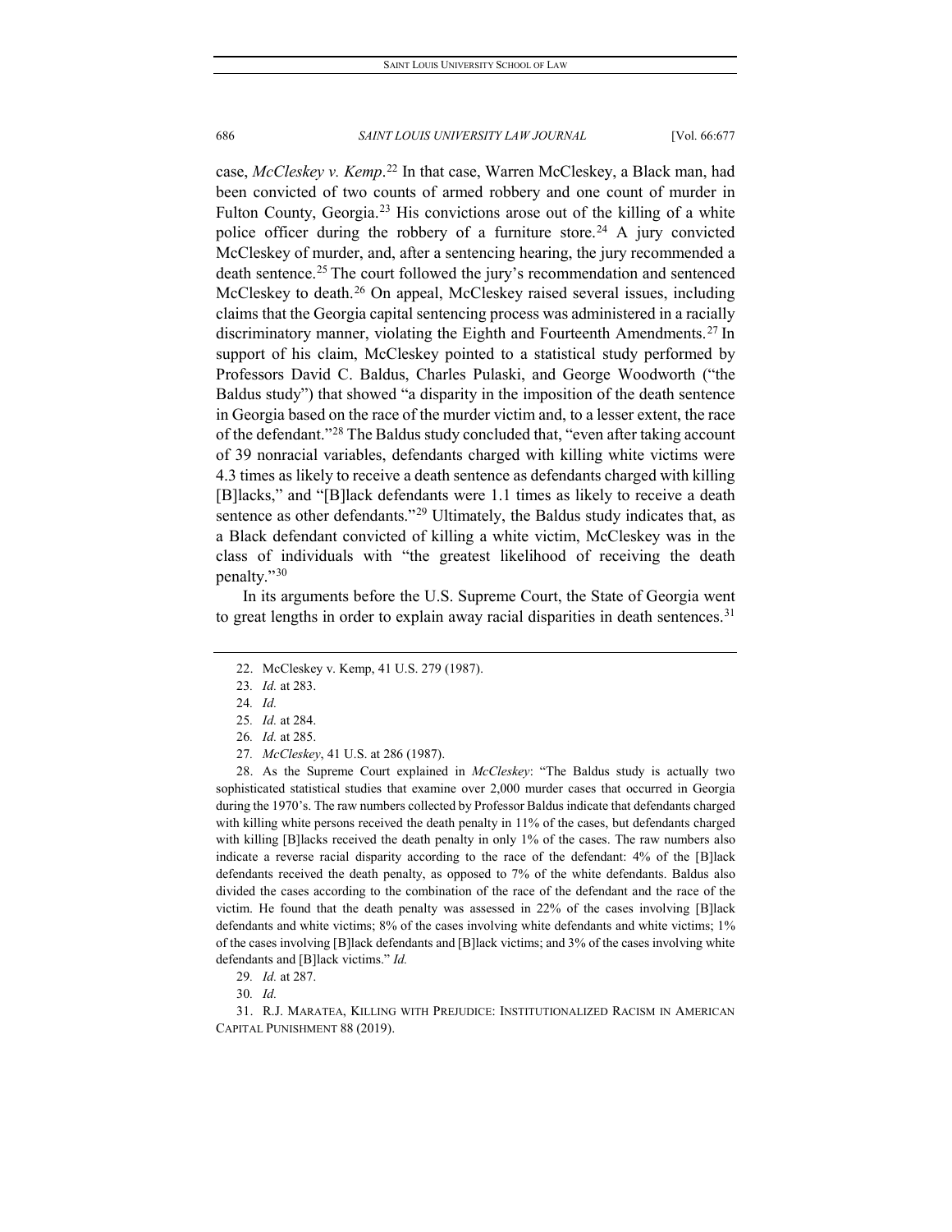case, *McCleskey v. Kemp*.[22] In that case, Warren McCleskey, a Black man, had been convicted of two counts of armed robbery and one count of murder in Fulton County, Georgia.[23] His convictions arose out of the killing of a white police officer during the robbery of a furniture store.[24] A jury convicted McCleskey of murder, and, after a sentencing hearing, the jury recommended a death sentence.[25] The court followed the jury's recommendation and sentenced McCleskey to death.[26] On appeal, McCleskey raised several issues, including claims that the Georgia capital sentencing process was administered in a racially discriminatory manner, violating the Eighth and Fourteenth Amendments.[27] In support of his claim, McCleskey pointed to a statistical study performed by Professors David C. Baldus, Charles Pulaski, and George Woodworth ("the Baldus study") that showed "a disparity in the imposition of the death sentence in Georgia based on the race of the murder victim and, to a lesser extent, the race of the defendant."[28] The Baldus study concluded that, "even after taking account of 39 nonracial variables, defendants charged with killing white victims were 4.3 times as likely to receive a death sentence as defendants charged with killing [B]lacks," and "[B]lack defendants were 1.1 times as likely to receive a death sentence as other defendants."[29] Ultimately, the Baldus study indicates that, as a Black defendant convicted of killing a white victim, McCleskey was in the class of individuals with "the greatest likelihood of receiving the death penalty."[30]

In its arguments before the U.S. Supreme Court, the State of Georgia went to great lengths in order to explain away racial disparities in death sentences.[31]

22. McCleskey v. Kemp, 41 U.S. 279 (1987).

23. *Id.* at 283.

24. *Id.*

25. *Id.* at 284.

26. *Id.* at 285.

27. *McCleskey*, 41 U.S. at 286 (1987).

28. As the Supreme Court explained in *McCleskey*: "The Baldus study is actually two sophisticated statistical studies that examine over 2,000 murder cases that occurred in Georgia during the 1970's. The raw numbers collected by Professor Baldus indicate that defendants charged with killing white persons received the death penalty in 11% of the cases, but defendants charged with killing [B]lacks received the death penalty in only 1% of the cases. The raw numbers also indicate a reverse racial disparity according to the race of the defendant: 4% of the [B]lack defendants received the death penalty, as opposed to 7% of the white defendants. Baldus also divided the cases according to the combination of the race of the defendant and the race of the victim. He found that the death penalty was assessed in 22% of the cases involving [B]lack defendants and white victims; 8% of the cases involving white defendants and white victims; 1% of the cases involving [B]lack defendants and [B]lack victims; and 3% of the cases involving white defendants and [B]lack victims." *Id.*

29. *Id.* at 287.

30. *Id.*

31. R.J. MARATEA, KILLING WITH PREJUDICE: INSTITUTIONALIZED RACISM IN AMERICAN CAPITAL PUNISHMENT 88 (2019).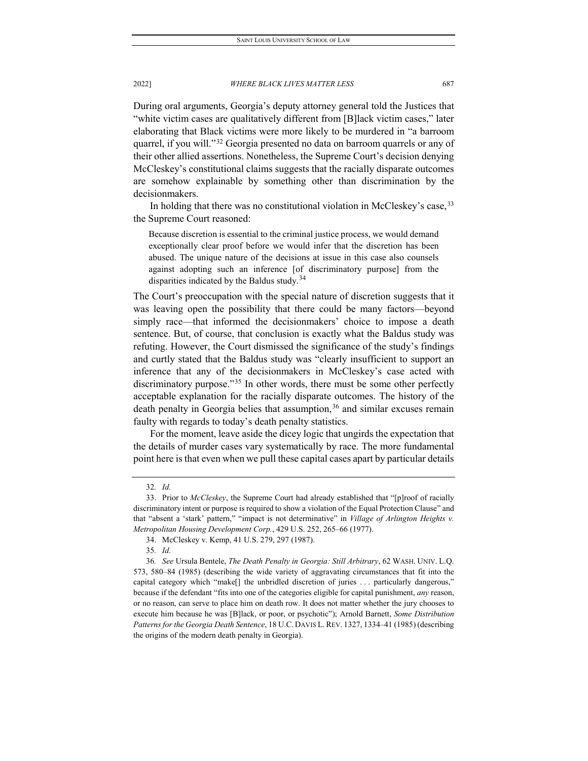During oral arguments, Georgia's deputy attorney general told the Justices that "white victim cases are qualitatively different from [B]lack victim cases," later elaborating that Black victims were more likely to be murdered in "a barroom quarrel, if you will."[32] Georgia presented no data on barroom quarrels or any of their other allied assertions. Nonetheless, the Supreme Court's decision denying McCleskey's constitutional claims suggests that the racially disparate outcomes are somehow explainable by something other than discrimination by the decisionmakers.

In holding that there was no constitutional violation in McCleskey's case,[33] the Supreme Court reasoned:

> Because discretion is essential to the criminal justice process, we would demand exceptionally clear proof before we would infer that the discretion has been abused. The unique nature of the decisions at issue in this case also counsels against adopting such an inference [of discriminatory purpose] from the disparities indicated by the Baldus study.[34]

The Court's preoccupation with the special nature of discretion suggests that it was leaving open the possibility that there could be many factors—beyond simply race—that informed the decisionmakers' choice to impose a death sentence. But, of course, that conclusion is exactly what the Baldus study was refuting. However, the Court dismissed the significance of the study's findings and curtly stated that the Baldus study was "clearly insufficient to support an inference that any of the decisionmakers in McCleskey's case acted with discriminatory purpose."[35] In other words, there must be some other perfectly acceptable explanation for the racially disparate outcomes. The history of the death penalty in Georgia belies that assumption,[36] and similar excuses remain faulty with regards to today's death penalty statistics.

For the moment, leave aside the dicey logic that ungirds the expectation that the details of murder cases vary systematically by race. The more fundamental point here is that even when we pull these capital cases apart by particular details

---

32. *Id.*

33. Prior to *McCleskey*, the Supreme Court had already established that "[p]roof of racially discriminatory intent or purpose is required to show a violation of the Equal Protection Clause" and that "absent a 'stark' pattern," "impact is not determinative" in *Village of Arlington Heights v. Metropolitan Housing Development Corp.*, 429 U.S. 252, 265–66 (1977).

34. McCleskey v. Kemp, 41 U.S. 279, 297 (1987).

35. *Id.*

36. *See* Ursula Bentele, *The Death Penalty in Georgia: Still Arbitrary*, 62 WASH. UNIV. L.Q. 573, 580–84 (1985) (describing the wide variety of aggravating circumstances that fit into the capital category which "make[] the unbridled discretion of juries . . . particularly dangerous," because if the defendant "fits into one of the categories eligible for capital punishment, *any* reason, or no reason, can serve to place him on death row. It does not matter whether the jury chooses to execute him because he was [B]lack, or poor, or psychotic"); Arnold Barnett, *Some Distribution Patterns for the Georgia Death Sentence*, 18 U.C. DAVIS L. REV. 1327, 1334–41 (1985) (describing the origins of the modern death penalty in Georgia).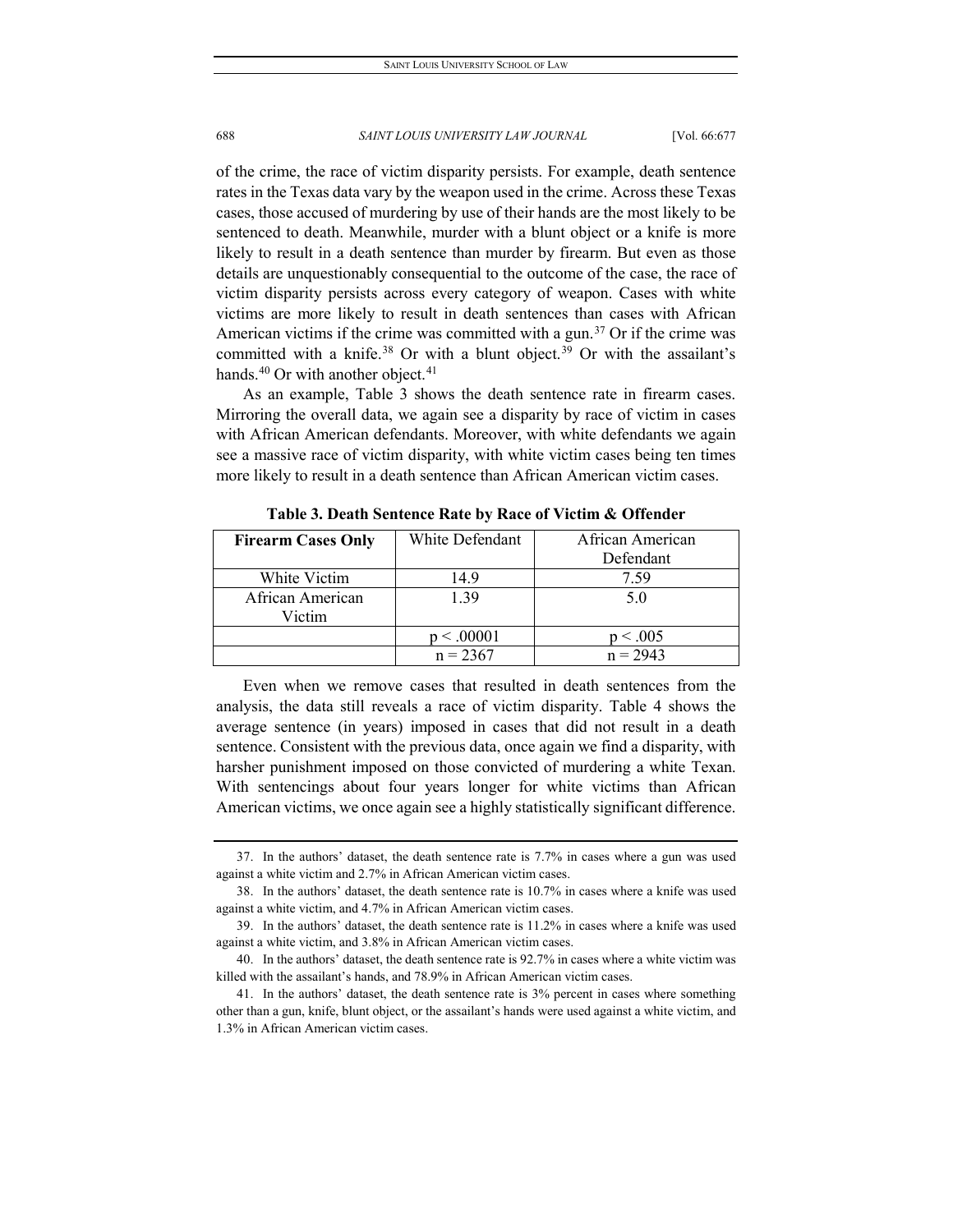of the crime, the race of victim disparity persists. For example, death sentence rates in the Texas data vary by the weapon used in the crime. Across these Texas cases, those accused of murdering by use of their hands are the most likely to be sentenced to death. Meanwhile, murder with a blunt object or a knife is more likely to result in a death sentence than murder by firearm. But even as those details are unquestionably consequential to the outcome of the case, the race of victim disparity persists across every category of weapon. Cases with white victims are more likely to result in death sentences than cases with African American victims if the crime was committed with a gun.[37] Or if the crime was committed with a knife.[38] Or with a blunt object.[39] Or with the assailant's hands.[40] Or with another object.[41]

As an example, Table 3 shows the death sentence rate in firearm cases. Mirroring the overall data, we again see a disparity by race of victim in cases with African American defendants. Moreover, with white defendants we again see a massive race of victim disparity, with white victim cases being ten times more likely to result in a death sentence than African American victim cases.

**Table 3. Death Sentence Rate by Race of Victim & Offender**

| **Firearm Cases Only** | White Defendant | African American Defendant |
|---|---|---|
| White Victim | 14.9 | 7.59 |
| African American Victim | 1.39 | 5.0 |
| | $p < .00001$ | $p < .005$ |
| | n = 2367 | n = 2943 |

Even when we remove cases that resulted in death sentences from the analysis, the data still reveals a race of victim disparity. Table 4 shows the average sentence (in years) imposed in cases that did not result in a death sentence. Consistent with the previous data, once again we find a disparity, with harsher punishment imposed on those convicted of murdering a white Texan. With sentencings about four years longer for white victims than African American victims, we once again see a highly statistically significant difference.

37. In the authors' dataset, the death sentence rate is 7.7% in cases where a gun was used against a white victim and 2.7% in African American victim cases.

38. In the authors' dataset, the death sentence rate is 10.7% in cases where a knife was used against a white victim, and 4.7% in African American victim cases.

39. In the authors' dataset, the death sentence rate is 11.2% in cases where a knife was used against a white victim, and 3.8% in African American victim cases.

40. In the authors' dataset, the death sentence rate is 92.7% in cases where a white victim was killed with the assailant's hands, and 78.9% in African American victim cases.

41. In the authors' dataset, the death sentence rate is 3% percent in cases where something other than a gun, knife, blunt object, or the assailant's hands were used against a white victim, and 1.3% in African American victim cases.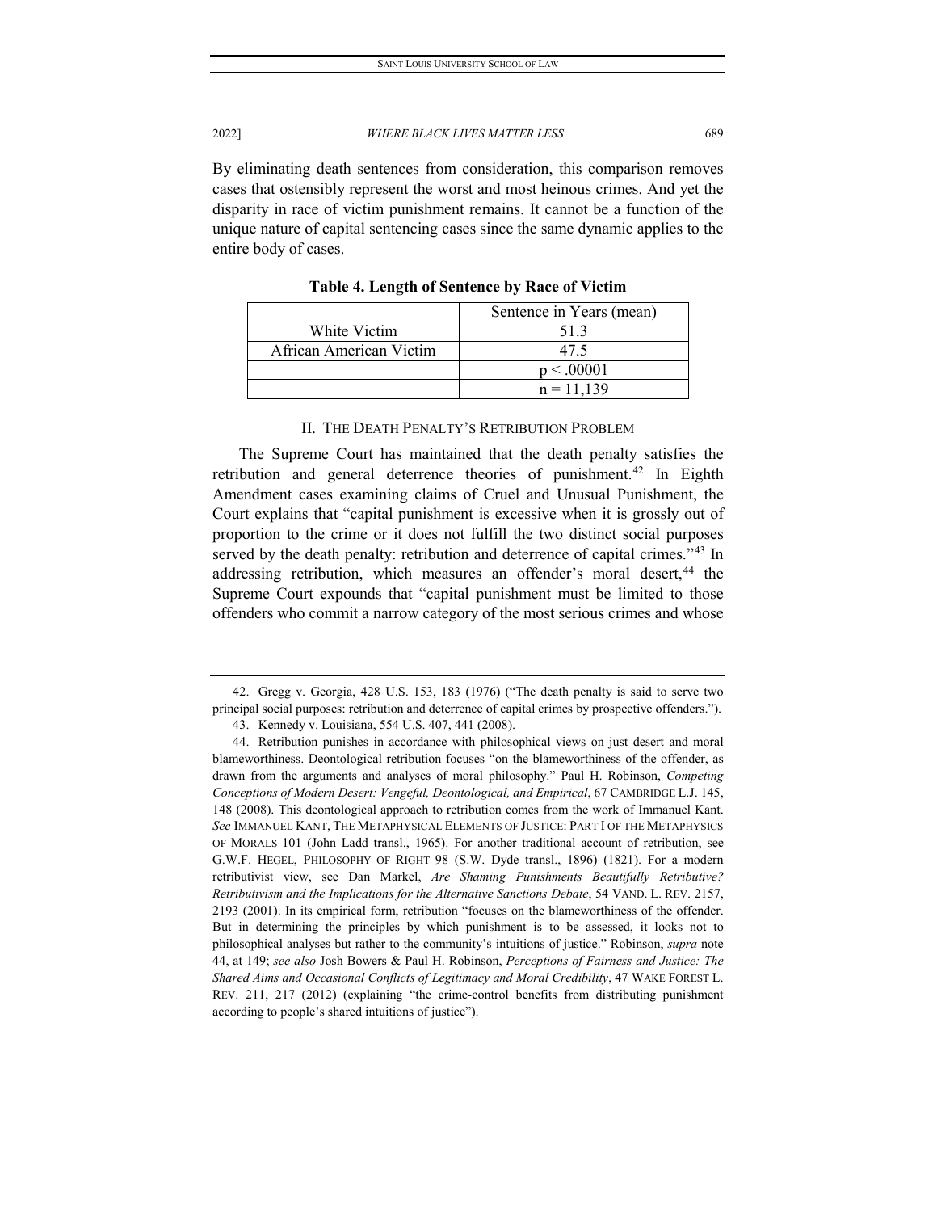By eliminating death sentences from consideration, this comparison removes cases that ostensibly represent the worst and most heinous crimes. And yet the disparity in race of victim punishment remains. It cannot be a function of the unique nature of capital sentencing cases since the same dynamic applies to the entire body of cases.

**Table 4. Length of Sentence by Race of Victim**

| | Sentence in Years (mean) |
|---|---|
| White Victim | 51.3 |
| African American Victim | 47.5 |
| | $p < .00001$ |
| | $n = 11,139$ |

## II. THE DEATH PENALTY'S RETRIBUTION PROBLEM

The Supreme Court has maintained that the death penalty satisfies the retribution and general deterrence theories of punishment.[42] In Eighth Amendment cases examining claims of Cruel and Unusual Punishment, the Court explains that "capital punishment is excessive when it is grossly out of proportion to the crime or it does not fulfill the two distinct social purposes served by the death penalty: retribution and deterrence of capital crimes."[43] In addressing retribution, which measures an offender's moral desert,[44] the Supreme Court expounds that "capital punishment must be limited to those offenders who commit a narrow category of the most serious crimes and whose

42. Gregg v. Georgia, 428 U.S. 153, 183 (1976) ("The death penalty is said to serve two principal social purposes: retribution and deterrence of capital crimes by prospective offenders.").

43. Kennedy v. Louisiana, 554 U.S. 407, 441 (2008).

44. Retribution punishes in accordance with philosophical views on just desert and moral blameworthiness. Deontological retribution focuses "on the blameworthiness of the offender, as drawn from the arguments and analyses of moral philosophy." Paul H. Robinson, *Competing Conceptions of Modern Desert: Vengeful, Deontological, and Empirical*, 67 CAMBRIDGE L.J. 145, 148 (2008). This deontological approach to retribution comes from the work of Immanuel Kant. *See* IMMANUEL KANT, THE METAPHYSICAL ELEMENTS OF JUSTICE: PART I OF THE METAPHYSICS OF MORALS 101 (John Ladd transl., 1965). For another traditional account of retribution, see G.W.F. HEGEL, PHILOSOPHY OF RIGHT 98 (S.W. Dyde transl., 1896) (1821). For a modern retributivist view, see Dan Markel, *Are Shaming Punishments Beautifully Retributive? Retributivism and the Implications for the Alternative Sanctions Debate*, 54 VAND. L. REV. 2157, 2193 (2001). In its empirical form, retribution "focuses on the blameworthiness of the offender. But in determining the principles by which punishment is to be assessed, it looks not to philosophical analyses but rather to the community's intuitions of justice." Robinson, *supra* note 44, at 149; *see also* Josh Bowers & Paul H. Robinson, *Perceptions of Fairness and Justice: The Shared Aims and Occasional Conflicts of Legitimacy and Moral Credibility*, 47 WAKE FOREST L. REV. 211, 217 (2012) (explaining "the crime-control benefits from distributing punishment according to people's shared intuitions of justice").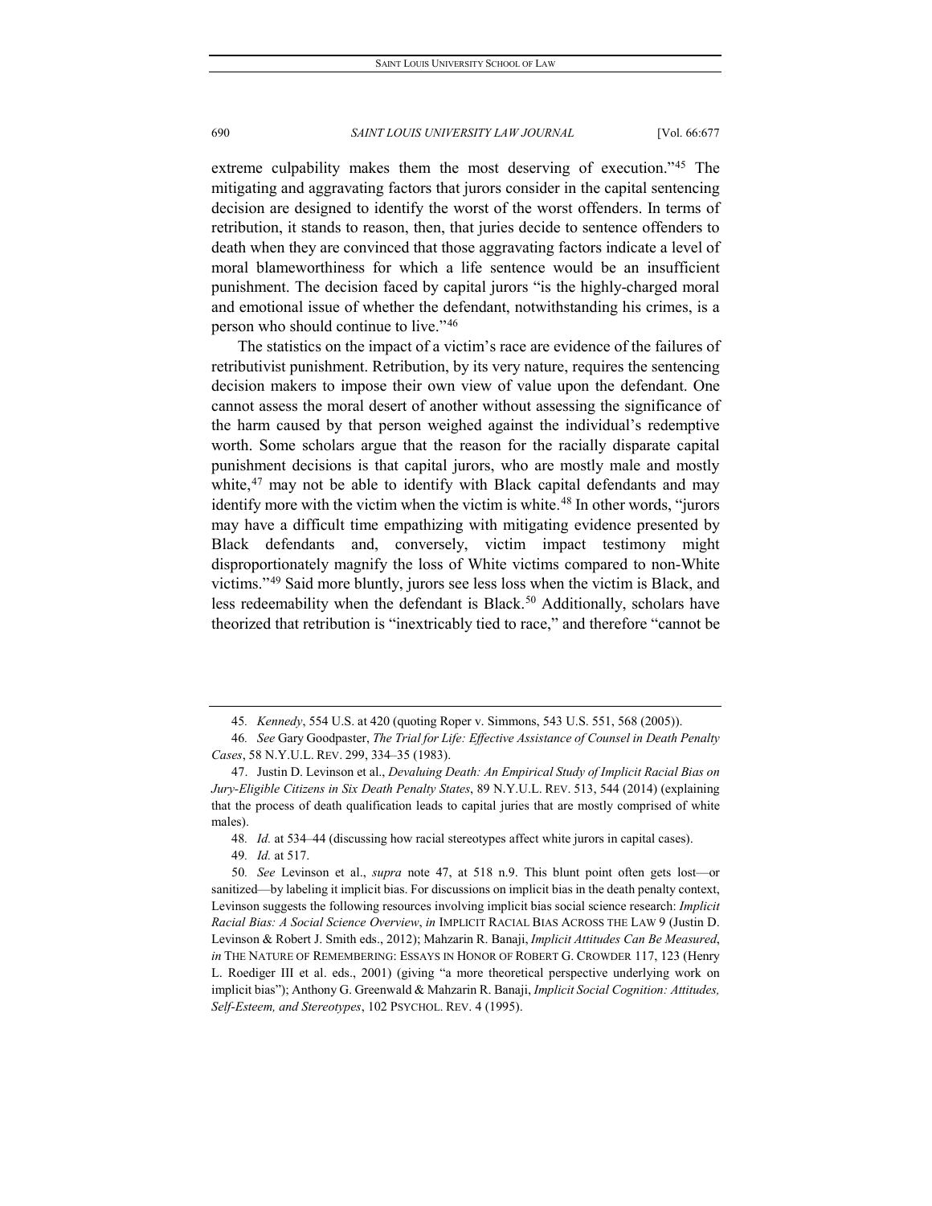extreme culpability makes them the most deserving of execution."[45] The mitigating and aggravating factors that jurors consider in the capital sentencing decision are designed to identify the worst of the worst offenders. In terms of retribution, it stands to reason, then, that juries decide to sentence offenders to death when they are convinced that those aggravating factors indicate a level of moral blameworthiness for which a life sentence would be an insufficient punishment. The decision faced by capital jurors "is the highly-charged moral and emotional issue of whether the defendant, notwithstanding his crimes, is a person who should continue to live."[46]

The statistics on the impact of a victim's race are evidence of the failures of retributivist punishment. Retribution, by its very nature, requires the sentencing decision makers to impose their own view of value upon the defendant. One cannot assess the moral desert of another without assessing the significance of the harm caused by that person weighed against the individual's redemptive worth. Some scholars argue that the reason for the racially disparate capital punishment decisions is that capital jurors, who are mostly male and mostly white,[47] may not be able to identify with Black capital defendants and may identify more with the victim when the victim is white.[48] In other words, "jurors may have a difficult time empathizing with mitigating evidence presented by Black defendants and, conversely, victim impact testimony might disproportionately magnify the loss of White victims compared to non-White victims."[49] Said more bluntly, jurors see less loss when the victim is Black, and less redeemability when the defendant is Black.[50] Additionally, scholars have theorized that retribution is "inextricably tied to race," and therefore "cannot be

---

45. *Kennedy*, 554 U.S. at 420 (quoting Roper v. Simmons, 543 U.S. 551, 568 (2005)).

46. *See* Gary Goodpaster, *The Trial for Life: Effective Assistance of Counsel in Death Penalty Cases*, 58 N.Y.U.L. REV. 299, 334–35 (1983).

47. Justin D. Levinson et al., *Devaluing Death: An Empirical Study of Implicit Racial Bias on Jury-Eligible Citizens in Six Death Penalty States*, 89 N.Y.U.L. REV. 513, 544 (2014) (explaining that the process of death qualification leads to capital juries that are mostly comprised of white males).

48. *Id.* at 534–44 (discussing how racial stereotypes affect white jurors in capital cases).

49. *Id.* at 517.

50. *See* Levinson et al., *supra* note 47, at 518 n.9. This blunt point often gets lost—or sanitized—by labeling it implicit bias. For discussions on implicit bias in the death penalty context, Levinson suggests the following resources involving implicit bias social science research: *Implicit Racial Bias: A Social Science Overview*, *in* IMPLICIT RACIAL BIAS ACROSS THE LAW 9 (Justin D. Levinson & Robert J. Smith eds., 2012); Mahzarin R. Banaji, *Implicit Attitudes Can Be Measured*, *in* THE NATURE OF REMEMBERING: ESSAYS IN HONOR OF ROBERT G. CROWDER 117, 123 (Henry L. Roediger III et al. eds., 2001) (giving "a more theoretical perspective underlying work on implicit bias"); Anthony G. Greenwald & Mahzarin R. Banaji, *Implicit Social Cognition: Attitudes, Self-Esteem, and Stereotypes*, 102 PSYCHOL. REV. 4 (1995).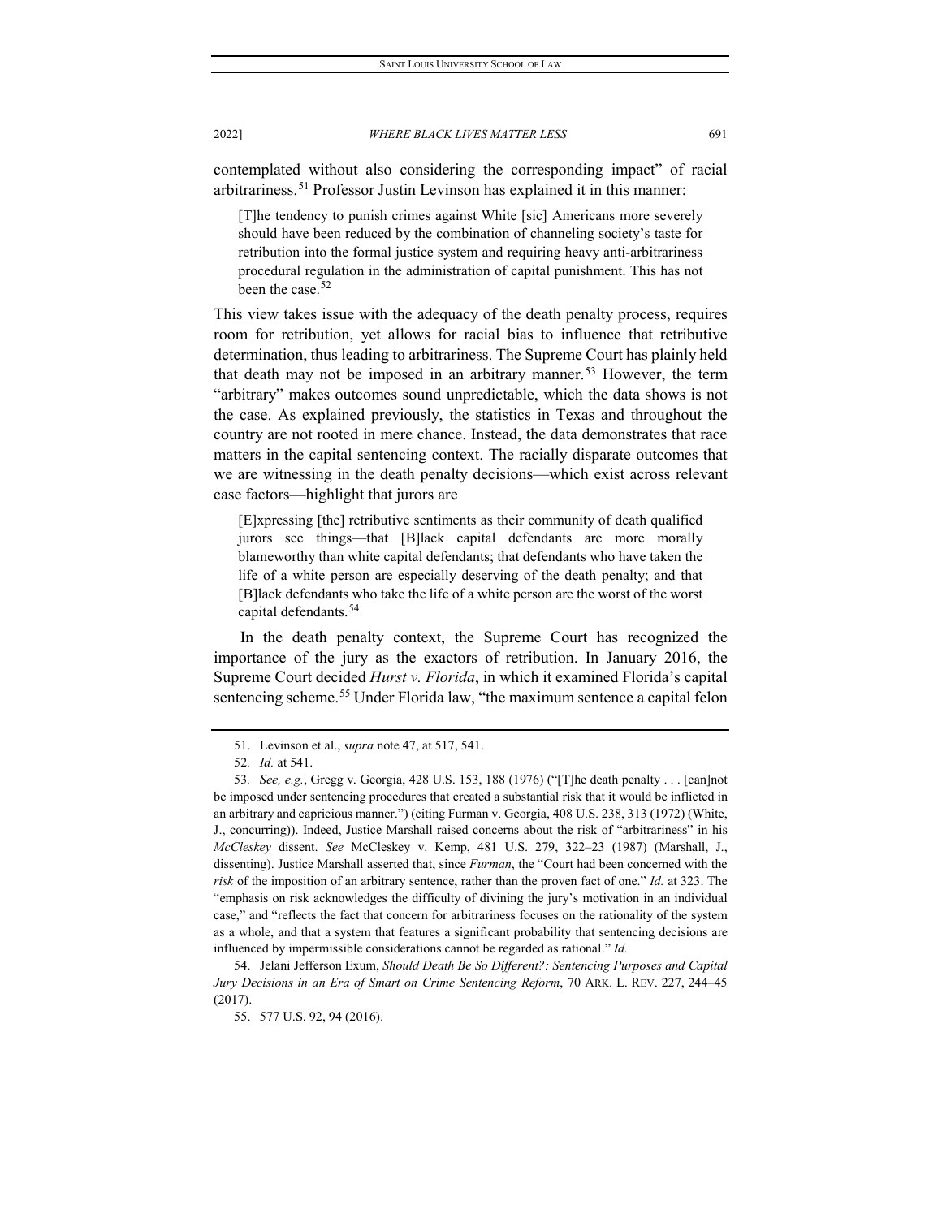contemplated without also considering the corresponding impact" of racial arbitrariness.[51] Professor Justin Levinson has explained it in this manner:

> [T]he tendency to punish crimes against White [sic] Americans more severely should have been reduced by the combination of channeling society's taste for retribution into the formal justice system and requiring heavy anti-arbitrariness procedural regulation in the administration of capital punishment. This has not been the case.[52]

This view takes issue with the adequacy of the death penalty process, requires room for retribution, yet allows for racial bias to influence that retributive determination, thus leading to arbitrariness. The Supreme Court has plainly held that death may not be imposed in an arbitrary manner.[53] However, the term "arbitrary" makes outcomes sound unpredictable, which the data shows is not the case. As explained previously, the statistics in Texas and throughout the country are not rooted in mere chance. Instead, the data demonstrates that race matters in the capital sentencing context. The racially disparate outcomes that we are witnessing in the death penalty decisions—which exist across relevant case factors—highlight that jurors are

> [E]xpressing [the] retributive sentiments as their community of death qualified jurors see things—that [B]lack capital defendants are more morally blameworthy than white capital defendants; that defendants who have taken the life of a white person are especially deserving of the death penalty; and that [B]lack defendants who take the life of a white person are the worst of the worst capital defendants.[54]

In the death penalty context, the Supreme Court has recognized the importance of the jury as the exactors of retribution. In January 2016, the Supreme Court decided *Hurst v. Florida*, in which it examined Florida's capital sentencing scheme.[55] Under Florida law, "the maximum sentence a capital felon

---

51. Levinson et al., *supra* note 47, at 517, 541.

52. *Id.* at 541.

53. *See, e.g.*, Gregg v. Georgia, 428 U.S. 153, 188 (1976) ("[T]he death penalty . . . [can]not be imposed under sentencing procedures that created a substantial risk that it would be inflicted in an arbitrary and capricious manner.") (citing Furman v. Georgia, 408 U.S. 238, 313 (1972) (White, J., concurring)). Indeed, Justice Marshall raised concerns about the risk of "arbitrariness" in his *McCleskey* dissent. *See* McCleskey v. Kemp, 481 U.S. 279, 322–23 (1987) (Marshall, J., dissenting). Justice Marshall asserted that, since *Furman*, the "Court had been concerned with the *risk* of the imposition of an arbitrary sentence, rather than the proven fact of one." *Id.* at 323. The "emphasis on risk acknowledges the difficulty of divining the jury's motivation in an individual case," and "reflects the fact that concern for arbitrariness focuses on the rationality of the system as a whole, and that a system that features a significant probability that sentencing decisions are influenced by impermissible considerations cannot be regarded as rational." *Id.*

54. Jelani Jefferson Exum, *Should Death Be So Different?: Sentencing Purposes and Capital Jury Decisions in an Era of Smart on Crime Sentencing Reform*, 70 ARK. L. REV. 227, 244–45 (2017).

55. 577 U.S. 92, 94 (2016).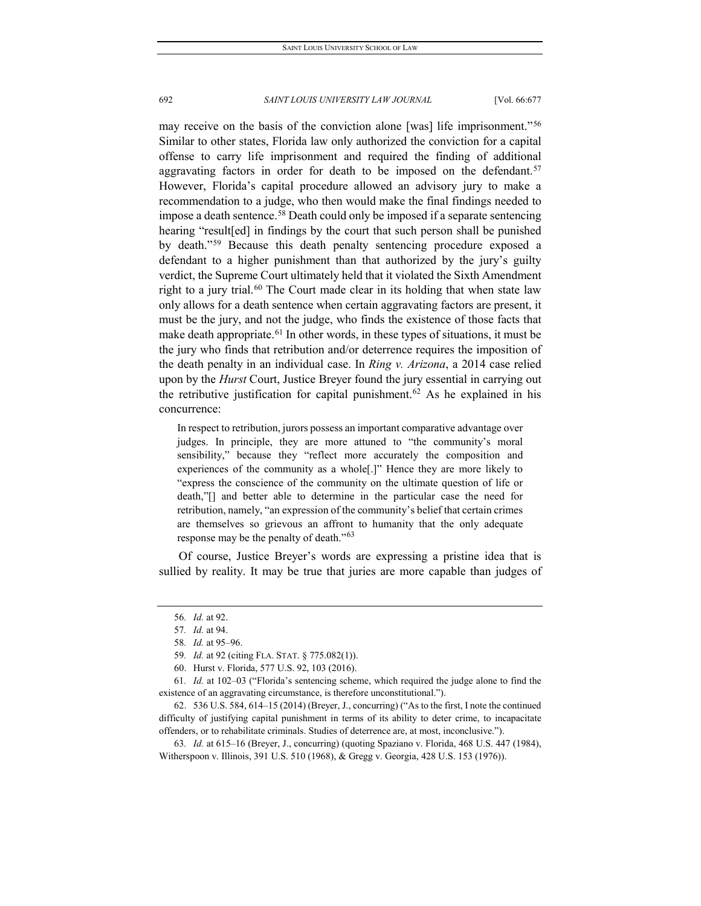may receive on the basis of the conviction alone [was] life imprisonment."[56] Similar to other states, Florida law only authorized the conviction for a capital offense to carry life imprisonment and required the finding of additional aggravating factors in order for death to be imposed on the defendant.[57] However, Florida's capital procedure allowed an advisory jury to make a recommendation to a judge, who then would make the final findings needed to impose a death sentence.[58] Death could only be imposed if a separate sentencing hearing "result[ed] in findings by the court that such person shall be punished by death."[59] Because this death penalty sentencing procedure exposed a defendant to a higher punishment than that authorized by the jury's guilty verdict, the Supreme Court ultimately held that it violated the Sixth Amendment right to a jury trial.[60] The Court made clear in its holding that when state law only allows for a death sentence when certain aggravating factors are present, it must be the jury, and not the judge, who finds the existence of those facts that make death appropriate.[61] In other words, in these types of situations, it must be the jury who finds that retribution and/or deterrence requires the imposition of the death penalty in an individual case. In *Ring v. Arizona*, a 2014 case relied upon by the *Hurst* Court, Justice Breyer found the jury essential in carrying out the retributive justification for capital punishment.[62] As he explained in his concurrence:

> In respect to retribution, jurors possess an important comparative advantage over judges. In principle, they are more attuned to "the community's moral sensibility," because they "reflect more accurately the composition and experiences of the community as a whole[.]" Hence they are more likely to "express the conscience of the community on the ultimate question of life or death,"[] and better able to determine in the particular case the need for retribution, namely, "an expression of the community's belief that certain crimes are themselves so grievous an affront to humanity that the only adequate response may be the penalty of death."[63]

Of course, Justice Breyer's words are expressing a pristine idea that is sullied by reality. It may be true that juries are more capable than judges of

---

56. *Id.* at 92.

57. *Id.* at 94.

58. *Id.* at 95–96.

59. *Id.* at 92 (citing FLA. STAT. § 775.082(1)).

60. Hurst v. Florida, 577 U.S. 92, 103 (2016).

61. *Id.* at 102–03 ("Florida's sentencing scheme, which required the judge alone to find the existence of an aggravating circumstance, is therefore unconstitutional.").

62. 536 U.S. 584, 614–15 (2014) (Breyer, J., concurring) ("As to the first, I note the continued difficulty of justifying capital punishment in terms of its ability to deter crime, to incapacitate offenders, or to rehabilitate criminals. Studies of deterrence are, at most, inconclusive.").

63. *Id.* at 615–16 (Breyer, J., concurring) (quoting Spaziano v. Florida, 468 U.S. 447 (1984), Witherspoon v. Illinois, 391 U.S. 510 (1968), & Gregg v. Georgia, 428 U.S. 153 (1976)).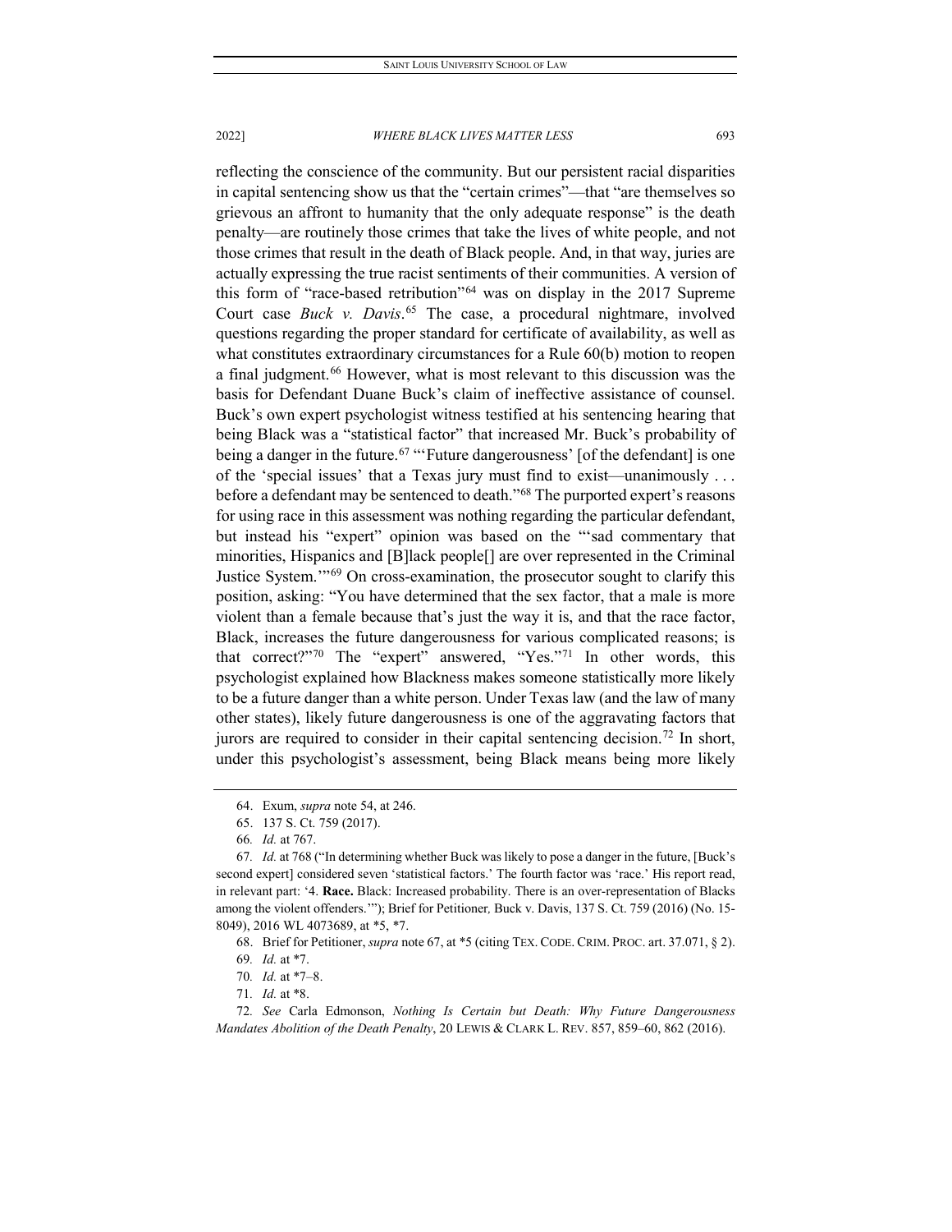reflecting the conscience of the community. But our persistent racial disparities in capital sentencing show us that the "certain crimes"—that "are themselves so grievous an affront to humanity that the only adequate response" is the death penalty—are routinely those crimes that take the lives of white people, and not those crimes that result in the death of Black people. And, in that way, juries are actually expressing the true racist sentiments of their communities. A version of this form of "race-based retribution"[64] was on display in the 2017 Supreme Court case *Buck v. Davis*.[65] The case, a procedural nightmare, involved questions regarding the proper standard for certificate of availability, as well as what constitutes extraordinary circumstances for a Rule 60(b) motion to reopen a final judgment.[66] However, what is most relevant to this discussion was the basis for Defendant Duane Buck's claim of ineffective assistance of counsel. Buck's own expert psychologist witness testified at his sentencing hearing that being Black was a "statistical factor" that increased Mr. Buck's probability of being a danger in the future.[67] "'Future dangerousness' [of the defendant] is one of the 'special issues' that a Texas jury must find to exist—unanimously . . . before a defendant may be sentenced to death."[68] The purported expert's reasons for using race in this assessment was nothing regarding the particular defendant, but instead his "expert" opinion was based on the "'sad commentary that minorities, Hispanics and [B]lack people[] are over represented in the Criminal Justice System.'"[69] On cross-examination, the prosecutor sought to clarify this position, asking: "You have determined that the sex factor, that a male is more violent than a female because that's just the way it is, and that the race factor, Black, increases the future dangerousness for various complicated reasons; is that correct?"[70] The "expert" answered, "Yes."[71] In other words, this psychologist explained how Blackness makes someone statistically more likely to be a future danger than a white person. Under Texas law (and the law of many other states), likely future dangerousness is one of the aggravating factors that jurors are required to consider in their capital sentencing decision.[72] In short, under this psychologist's assessment, being Black means being more likely

---

64. Exum, *supra* note 54, at 246.

65. 137 S. Ct. 759 (2017).

66. *Id.* at 767.

67. *Id.* at 768 ("In determining whether Buck was likely to pose a danger in the future, [Buck's second expert] considered seven 'statistical factors.' The fourth factor was 'race.' His report read, in relevant part: '4. **Race.** Black: Increased probability. There is an over-representation of Blacks among the violent offenders.'"); Brief for Petitioner*,* Buck v. Davis, 137 S. Ct. 759 (2016) (No. 15-8049), 2016 WL 4073689, at *5, *7.

68. Brief for Petitioner, *supra* note 67, at *5 (citing TEX. CODE. CRIM. PROC. art. 37.071, § 2).

69. *Id.* at *7.

70. *Id.* at *7–8.

71. *Id.* at *8.

72. *See* Carla Edmonson, *Nothing Is Certain but Death: Why Future Dangerousness Mandates Abolition of the Death Penalty*, 20 LEWIS & CLARK L. REV. 857, 859–60, 862 (2016).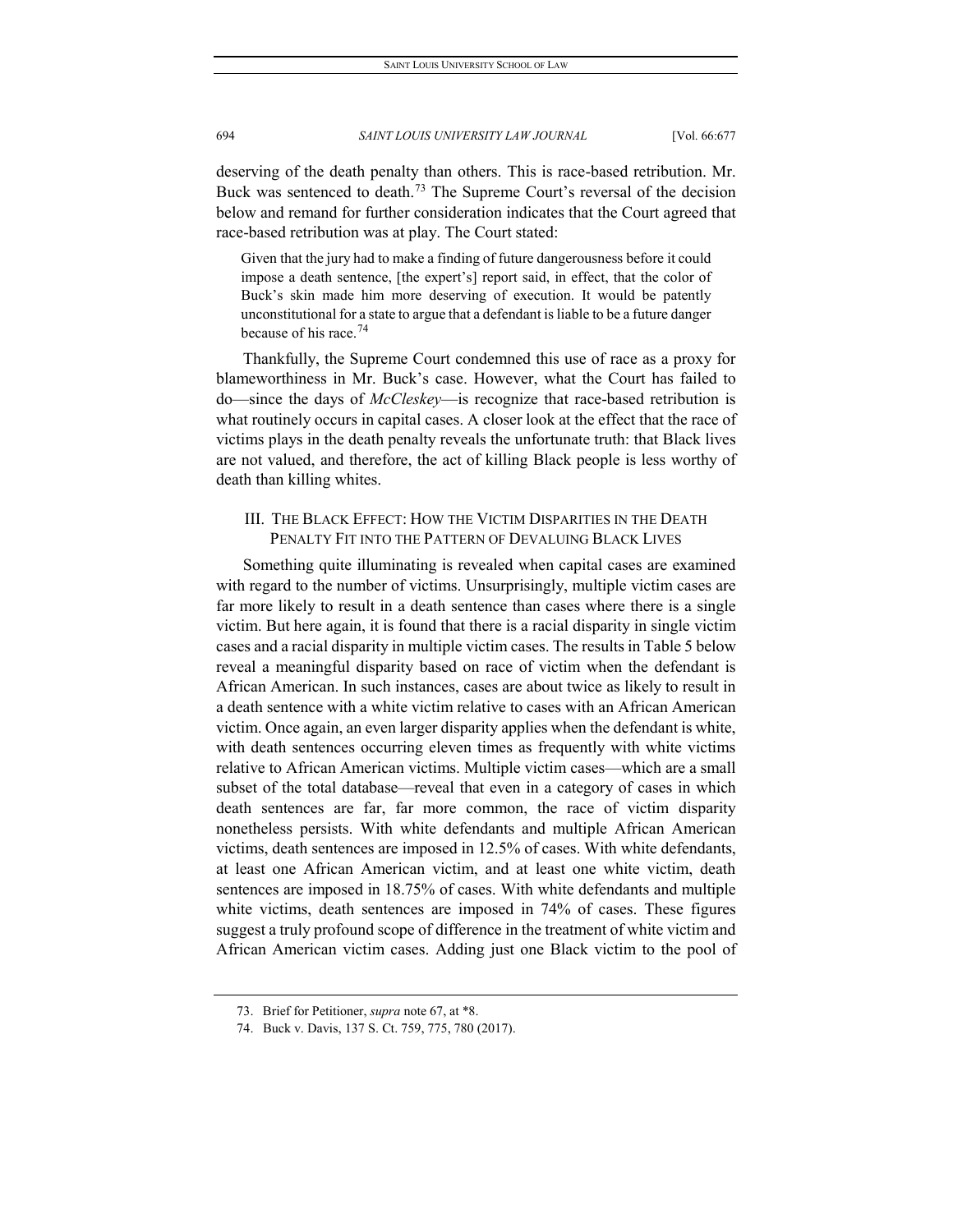deserving of the death penalty than others. This is race-based retribution. Mr. Buck was sentenced to death.[73] The Supreme Court's reversal of the decision below and remand for further consideration indicates that the Court agreed that race-based retribution was at play. The Court stated:

> Given that the jury had to make a finding of future dangerousness before it could impose a death sentence, [the expert's] report said, in effect, that the color of Buck's skin made him more deserving of execution. It would be patently unconstitutional for a state to argue that a defendant is liable to be a future danger because of his race.[74]

Thankfully, the Supreme Court condemned this use of race as a proxy for blameworthiness in Mr. Buck's case. However, what the Court has failed to do—since the days of *McCleskey*—is recognize that race-based retribution is what routinely occurs in capital cases. A closer look at the effect that the race of victims plays in the death penalty reveals the unfortunate truth: that Black lives are not valued, and therefore, the act of killing Black people is less worthy of death than killing whites.

## III. THE BLACK EFFECT: HOW THE VICTIM DISPARITIES IN THE DEATH PENALTY FIT INTO THE PATTERN OF DEVALUING BLACK LIVES

Something quite illuminating is revealed when capital cases are examined with regard to the number of victims. Unsurprisingly, multiple victim cases are far more likely to result in a death sentence than cases where there is a single victim. But here again, it is found that there is a racial disparity in single victim cases and a racial disparity in multiple victim cases. The results in Table 5 below reveal a meaningful disparity based on race of victim when the defendant is African American. In such instances, cases are about twice as likely to result in a death sentence with a white victim relative to cases with an African American victim. Once again, an even larger disparity applies when the defendant is white, with death sentences occurring eleven times as frequently with white victims relative to African American victims. Multiple victim cases—which are a small subset of the total database—reveal that even in a category of cases in which death sentences are far, far more common, the race of victim disparity nonetheless persists. With white defendants and multiple African American victims, death sentences are imposed in 12.5% of cases. With white defendants, at least one African American victim, and at least one white victim, death sentences are imposed in 18.75% of cases. With white defendants and multiple white victims, death sentences are imposed in 74% of cases. These figures suggest a truly profound scope of difference in the treatment of white victim and African American victim cases. Adding just one Black victim to the pool of

73. Brief for Petitioner, *supra* note 67, at *8.

74. Buck v. Davis, 137 S. Ct. 759, 775, 780 (2017).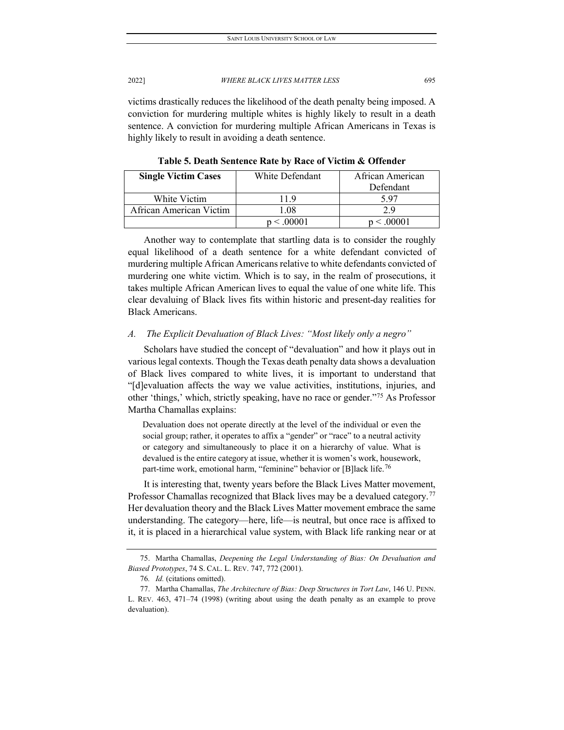victims drastically reduces the likelihood of the death penalty being imposed. A conviction for murdering multiple whites is highly likely to result in a death sentence. A conviction for murdering multiple African Americans in Texas is highly likely to result in avoiding a death sentence.

**Table 5. Death Sentence Rate by Race of Victim & Offender**

| **Single Victim Cases** | White Defendant | African American Defendant |
|---|---|---|
| White Victim | 11.9 | 5.97 |
| African American Victim | 1.08 | 2.9 |
| | $p < .00001$ | $p < .00001$ |

Another way to contemplate that startling data is to consider the roughly equal likelihood of a death sentence for a white defendant convicted of murdering multiple African Americans relative to white defendants convicted of murdering one white victim. Which is to say, in the realm of prosecutions, it takes multiple African American lives to equal the value of one white life. This clear devaluing of Black lives fits within historic and present-day realities for Black Americans.

### *A. The Explicit Devaluation of Black Lives: "Most likely only a negro"*

Scholars have studied the concept of "devaluation" and how it plays out in various legal contexts. Though the Texas death penalty data shows a devaluation of Black lives compared to white lives, it is important to understand that "[d]evaluation affects the way we value activities, institutions, injuries, and other 'things,' which, strictly speaking, have no race or gender."[75] As Professor Martha Chamallas explains:

> Devaluation does not operate directly at the level of the individual or even the social group; rather, it operates to affix a "gender" or "race" to a neutral activity or category and simultaneously to place it on a hierarchy of value. What is devalued is the entire category at issue, whether it is women's work, housework, part-time work, emotional harm, "feminine" behavior or [B]lack life.[76]

It is interesting that, twenty years before the Black Lives Matter movement, Professor Chamallas recognized that Black lives may be a devalued category.[77] Her devaluation theory and the Black Lives Matter movement embrace the same understanding. The category—here, life—is neutral, but once race is affixed to it, it is placed in a hierarchical value system, with Black life ranking near or at

75. Martha Chamallas, *Deepening the Legal Understanding of Bias: On Devaluation and Biased Prototypes*, 74 S. CAL. L. REV. 747, 772 (2001).

76. *Id.* (citations omitted).

77. Martha Chamallas, *The Architecture of Bias: Deep Structures in Tort Law*, 146 U. PENN. L. REV. 463, 471–74 (1998) (writing about using the death penalty as an example to prove devaluation).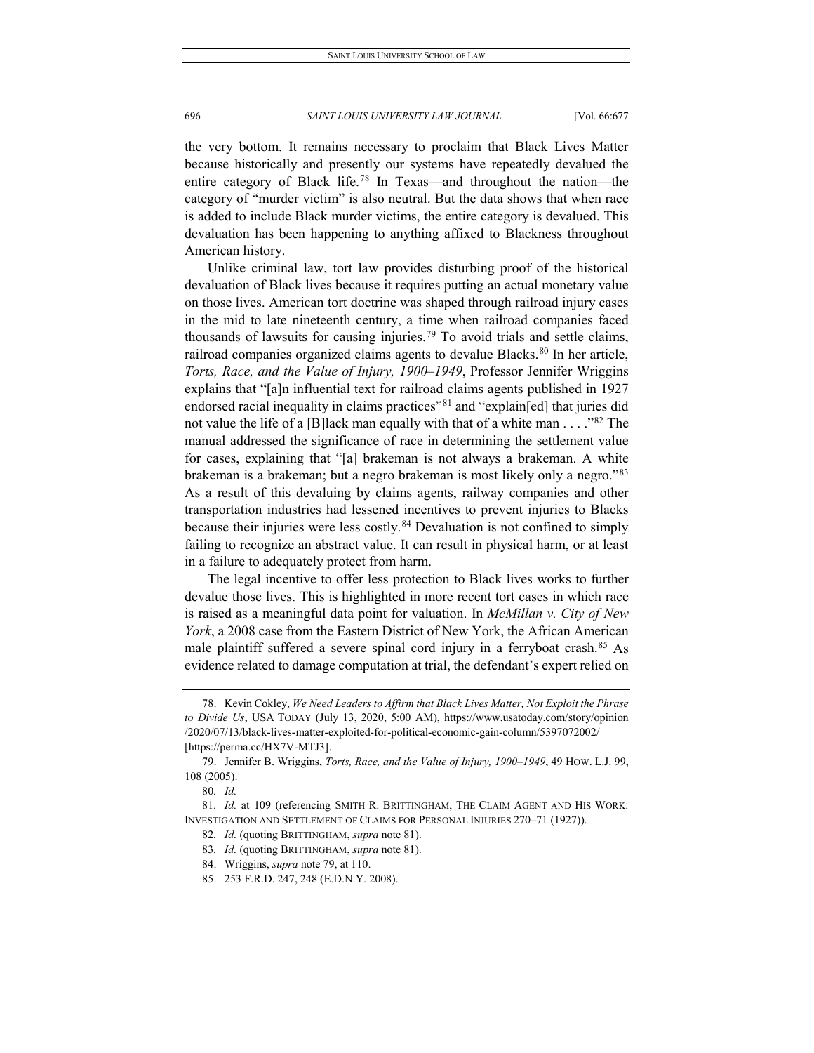the very bottom. It remains necessary to proclaim that Black Lives Matter because historically and presently our systems have repeatedly devalued the entire category of Black life.[78] In Texas—and throughout the nation—the category of "murder victim" is also neutral. But the data shows that when race is added to include Black murder victims, the entire category is devalued. This devaluation has been happening to anything affixed to Blackness throughout American history.

Unlike criminal law, tort law provides disturbing proof of the historical devaluation of Black lives because it requires putting an actual monetary value on those lives. American tort doctrine was shaped through railroad injury cases in the mid to late nineteenth century, a time when railroad companies faced thousands of lawsuits for causing injuries.[79] To avoid trials and settle claims, railroad companies organized claims agents to devalue Blacks.[80] In her article, *Torts, Race, and the Value of Injury, 1900–1949*, Professor Jennifer Wriggins explains that "[a]n influential text for railroad claims agents published in 1927 endorsed racial inequality in claims practices"[81] and "explain[ed] that juries did not value the life of a [B]lack man equally with that of a white man . . . ."[82] The manual addressed the significance of race in determining the settlement value for cases, explaining that "[a] brakeman is not always a brakeman. A white brakeman is a brakeman; but a negro brakeman is most likely only a negro."[83] As a result of this devaluing by claims agents, railway companies and other transportation industries had lessened incentives to prevent injuries to Blacks because their injuries were less costly.[84] Devaluation is not confined to simply failing to recognize an abstract value. It can result in physical harm, or at least in a failure to adequately protect from harm.

The legal incentive to offer less protection to Black lives works to further devalue those lives. This is highlighted in more recent tort cases in which race is raised as a meaningful data point for valuation. In *McMillan v. City of New York*, a 2008 case from the Eastern District of New York, the African American male plaintiff suffered a severe spinal cord injury in a ferryboat crash.[85] As evidence related to damage computation at trial, the defendant's expert relied on

---

78. Kevin Cokley, *We Need Leaders to Affirm that Black Lives Matter, Not Exploit the Phrase to Divide Us*, USA TODAY (July 13, 2020, 5:00 AM), https://www.usatoday.com/story/opinion/2020/07/13/black-lives-matter-exploited-for-political-economic-gain-column/5397072002/ [https://perma.cc/HX7V-MTJ3].

79. Jennifer B. Wriggins, *Torts, Race, and the Value of Injury, 1900–1949*, 49 HOW. L.J. 99, 108 (2005).

80. *Id.*

81. *Id.* at 109 (referencing SMITH R. BRITTINGHAM, THE CLAIM AGENT AND HIS WORK: INVESTIGATION AND SETTLEMENT OF CLAIMS FOR PERSONAL INJURIES 270–71 (1927)).

82. *Id.* (quoting BRITTINGHAM, *supra* note 81).

83. *Id.* (quoting BRITTINGHAM, *supra* note 81).

84. Wriggins, *supra* note 79, at 110.

85. 253 F.R.D. 247, 248 (E.D.N.Y. 2008).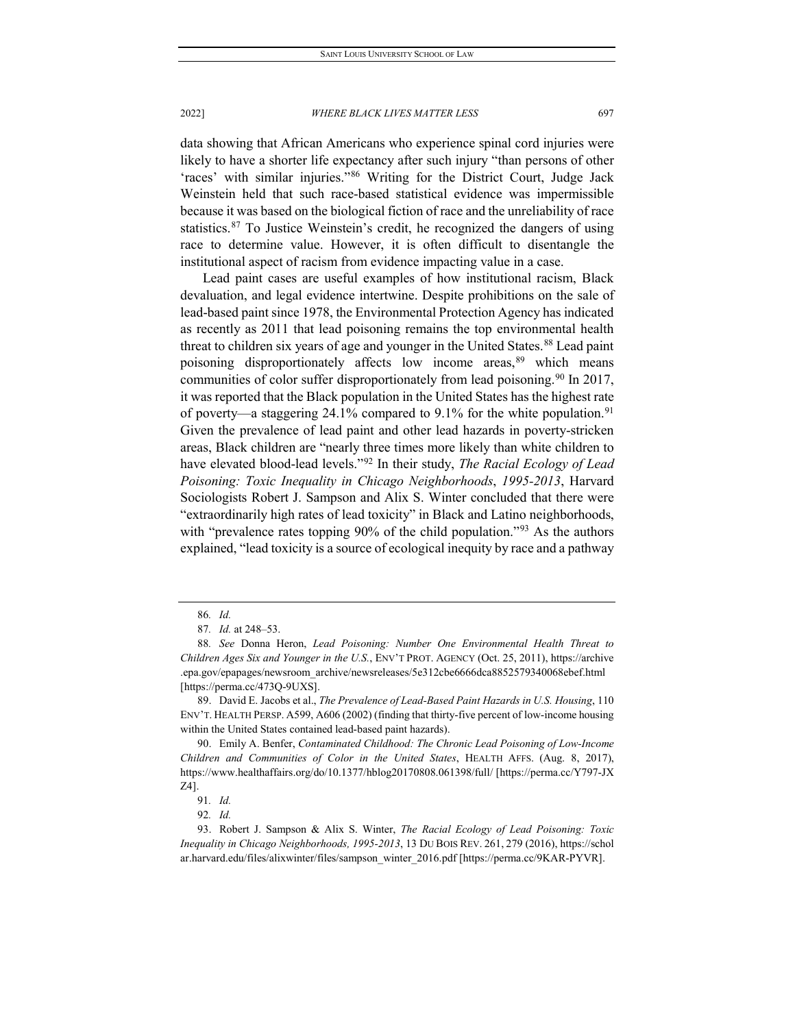data showing that African Americans who experience spinal cord injuries were likely to have a shorter life expectancy after such injury "than persons of other 'races' with similar injuries."[86] Writing for the District Court, Judge Jack Weinstein held that such race-based statistical evidence was impermissible because it was based on the biological fiction of race and the unreliability of race statistics.[87] To Justice Weinstein's credit, he recognized the dangers of using race to determine value. However, it is often difficult to disentangle the institutional aspect of racism from evidence impacting value in a case.

Lead paint cases are useful examples of how institutional racism, Black devaluation, and legal evidence intertwine. Despite prohibitions on the sale of lead-based paint since 1978, the Environmental Protection Agency has indicated as recently as 2011 that lead poisoning remains the top environmental health threat to children six years of age and younger in the United States.[88] Lead paint poisoning disproportionately affects low income areas,[89] which means communities of color suffer disproportionately from lead poisoning.[90] In 2017, it was reported that the Black population in the United States has the highest rate of poverty—a staggering 24.1% compared to 9.1% for the white population.[91] Given the prevalence of lead paint and other lead hazards in poverty-stricken areas, Black children are "nearly three times more likely than white children to have elevated blood-lead levels."[92] In their study, *The Racial Ecology of Lead Poisoning: Toxic Inequality in Chicago Neighborhoods*, *1995-2013*, Harvard Sociologists Robert J. Sampson and Alix S. Winter concluded that there were "extraordinarily high rates of lead toxicity" in Black and Latino neighborhoods, with "prevalence rates topping 90% of the child population."[93] As the authors explained, "lead toxicity is a source of ecological inequity by race and a pathway

---

86. *Id.*

87. *Id.* at 248–53.

88. *See* Donna Heron, *Lead Poisoning: Number One Environmental Health Threat to Children Ages Six and Younger in the U.S.*, ENV'T PROT. AGENCY (Oct. 25, 2011), https://archive.epa.gov/epapages/newsroom_archive/newsreleases/5e312cbe6666dca8852579340068ebef.html [https://perma.cc/473Q-9UXS].

89. David E. Jacobs et al., *The Prevalence of Lead-Based Paint Hazards in U.S. Housing*, 110 ENV'T. HEALTH PERSP. A599, A606 (2002) (finding that thirty-five percent of low-income housing within the United States contained lead-based paint hazards).

90. Emily A. Benfer, *Contaminated Childhood: The Chronic Lead Poisoning of Low-Income Children and Communities of Color in the United States*, HEALTH AFFS. (Aug. 8, 2017), https://www.healthaffairs.org/do/10.1377/hblog20170808.061398/full/ [https://perma.cc/Y797-JXZ4].

91. *Id.*

92. *Id.*

93. Robert J. Sampson & Alix S. Winter, *The Racial Ecology of Lead Poisoning: Toxic Inequality in Chicago Neighborhoods, 1995-2013*, 13 DU BOIS REV. 261, 279 (2016), https://scholar.harvard.edu/files/alixwinter/files/sampson_winter_2016.pdf [https://perma.cc/9KAR-PYVR].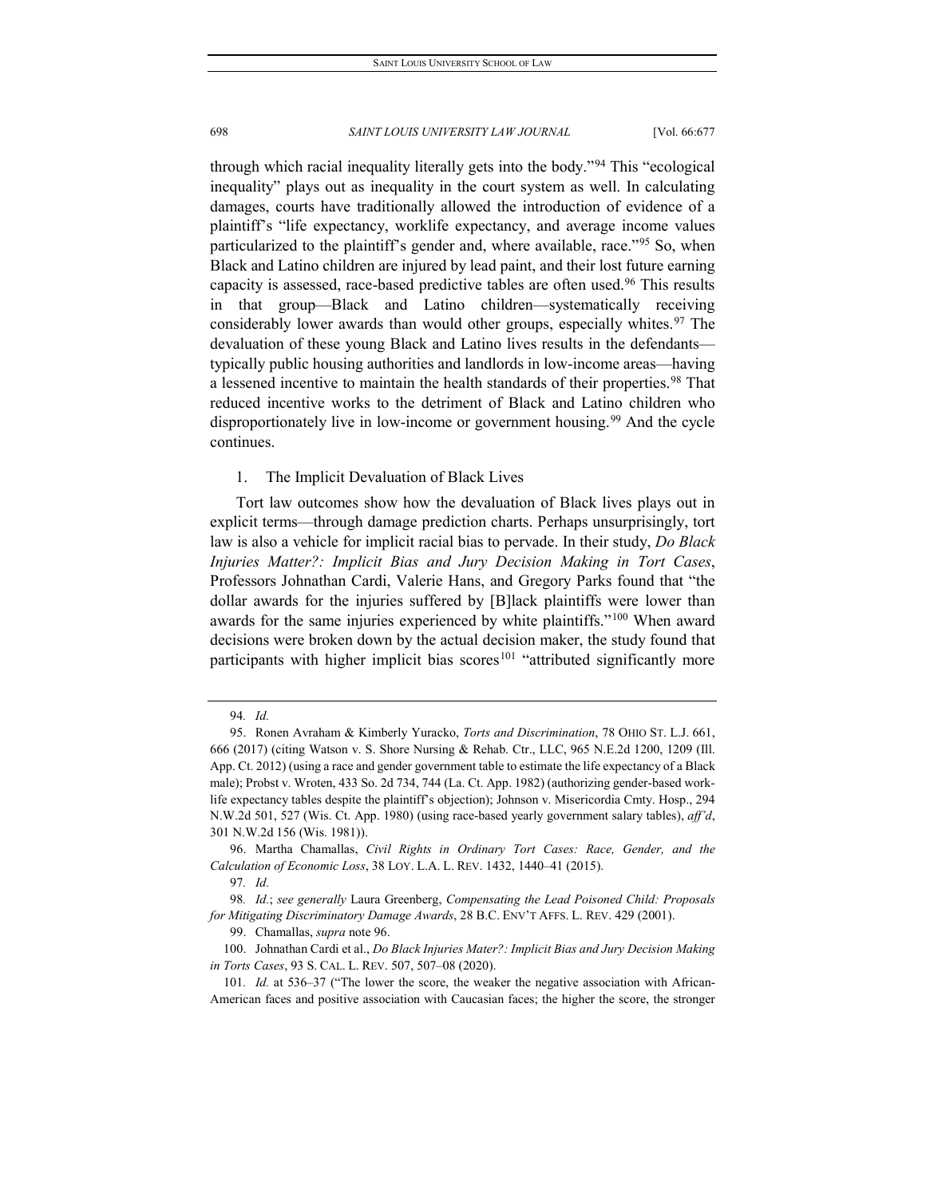through which racial inequality literally gets into the body."[94] This "ecological inequality" plays out as inequality in the court system as well. In calculating damages, courts have traditionally allowed the introduction of evidence of a plaintiff's "life expectancy, worklife expectancy, and average income values particularized to the plaintiff's gender and, where available, race."[95] So, when Black and Latino children are injured by lead paint, and their lost future earning capacity is assessed, race-based predictive tables are often used.[96] This results in that group—Black and Latino children—systematically receiving considerably lower awards than would other groups, especially whites.[97] The devaluation of these young Black and Latino lives results in the defendants—typically public housing authorities and landlords in low-income areas—having a lessened incentive to maintain the health standards of their properties.[98] That reduced incentive works to the detriment of Black and Latino children who disproportionately live in low-income or government housing.[99] And the cycle continues.

### 1. The Implicit Devaluation of Black Lives

Tort law outcomes show how the devaluation of Black lives plays out in explicit terms—through damage prediction charts. Perhaps unsurprisingly, tort law is also a vehicle for implicit racial bias to pervade. In their study, *Do Black Injuries Matter?: Implicit Bias and Jury Decision Making in Tort Cases*, Professors Johnathan Cardi, Valerie Hans, and Gregory Parks found that "the dollar awards for the injuries suffered by [B]lack plaintiffs were lower than awards for the same injuries experienced by white plaintiffs."[100] When award decisions were broken down by the actual decision maker, the study found that participants with higher implicit bias scores[101] "attributed significantly more

---

94. *Id.*

95. Ronen Avraham & Kimberly Yuracko, *Torts and Discrimination*, 78 OHIO ST. L.J. 661, 666 (2017) (citing Watson v. S. Shore Nursing & Rehab. Ctr., LLC, 965 N.E.2d 1200, 1209 (Ill. App. Ct. 2012) (using a race and gender government table to estimate the life expectancy of a Black male); Probst v. Wroten, 433 So. 2d 734, 744 (La. Ct. App. 1982) (authorizing gender-based work-life expectancy tables despite the plaintiff's objection); Johnson v. Misericordia Cmty. Hosp., 294 N.W.2d 501, 527 (Wis. Ct. App. 1980) (using race-based yearly government salary tables), *aff'd*, 301 N.W.2d 156 (Wis. 1981)).

96. Martha Chamallas, *Civil Rights in Ordinary Tort Cases: Race, Gender, and the Calculation of Economic Loss*, 38 LOY. L.A. L. REV. 1432, 1440–41 (2015).

97. *Id.*

98. *Id.*; *see generally* Laura Greenberg, *Compensating the Lead Poisoned Child: Proposals for Mitigating Discriminatory Damage Awards*, 28 B.C. ENV'T AFFS. L. REV. 429 (2001).

99. Chamallas, *supra* note 96.

100. Johnathan Cardi et al., *Do Black Injuries Mater?: Implicit Bias and Jury Decision Making in Torts Cases*, 93 S. CAL. L. REV. 507, 507–08 (2020).

101. *Id.* at 536–37 ("The lower the score, the weaker the negative association with African-American faces and positive association with Caucasian faces; the higher the score, the stronger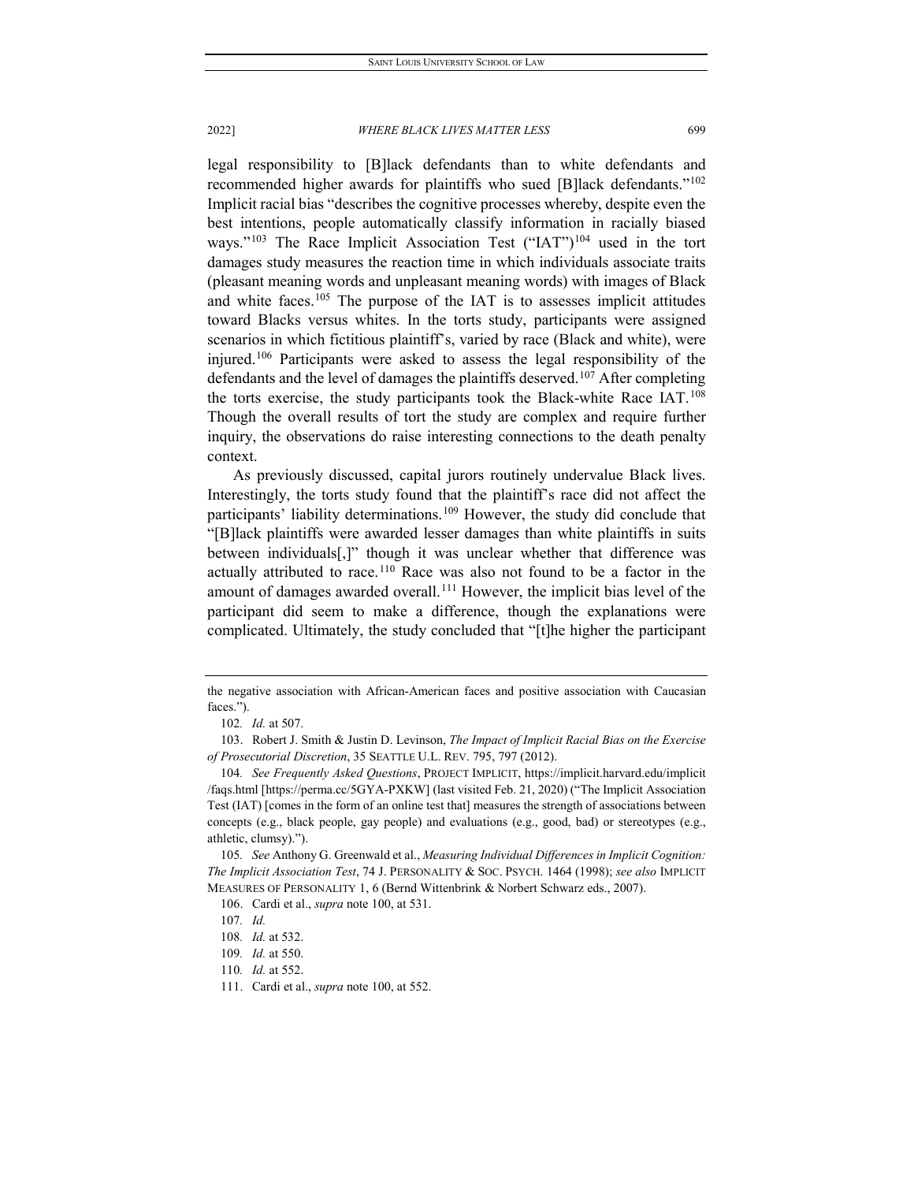legal responsibility to [B]lack defendants than to white defendants and recommended higher awards for plaintiffs who sued [B]lack defendants."[102] Implicit racial bias "describes the cognitive processes whereby, despite even the best intentions, people automatically classify information in racially biased ways."[103] The Race Implicit Association Test ("IAT")[104] used in the tort damages study measures the reaction time in which individuals associate traits (pleasant meaning words and unpleasant meaning words) with images of Black and white faces.[105] The purpose of the IAT is to assesses implicit attitudes toward Blacks versus whites. In the torts study, participants were assigned scenarios in which fictitious plaintiff's, varied by race (Black and white), were injured.[106] Participants were asked to assess the legal responsibility of the defendants and the level of damages the plaintiffs deserved.[107] After completing the torts exercise, the study participants took the Black-white Race IAT.[108] Though the overall results of tort the study are complex and require further inquiry, the observations do raise interesting connections to the death penalty context.

As previously discussed, capital jurors routinely undervalue Black lives. Interestingly, the torts study found that the plaintiff's race did not affect the participants' liability determinations.[109] However, the study did conclude that "[B]lack plaintiffs were awarded lesser damages than white plaintiffs in suits between individuals[,]" though it was unclear whether that difference was actually attributed to race.[110] Race was also not found to be a factor in the amount of damages awarded overall.[111] However, the implicit bias level of the participant did seem to make a difference, though the explanations were complicated. Ultimately, the study concluded that "[t]he higher the participant

---

the negative association with African-American faces and positive association with Caucasian faces.").

102. *Id.* at 507.

103. Robert J. Smith & Justin D. Levinson, *The Impact of Implicit Racial Bias on the Exercise of Prosecutorial Discretion*, 35 SEATTLE U.L. REV. 795, 797 (2012).

104. *See Frequently Asked Questions*, PROJECT IMPLICIT, https://implicit.harvard.edu/implicit/faqs.html [https://perma.cc/5GYA-PXKW] (last visited Feb. 21, 2020) ("The Implicit Association Test (IAT) [comes in the form of an online test that] measures the strength of associations between concepts (e.g., black people, gay people) and evaluations (e.g., good, bad) or stereotypes (e.g., athletic, clumsy).").

105. *See* Anthony G. Greenwald et al., *Measuring Individual Differences in Implicit Cognition: The Implicit Association Test*, 74 J. PERSONALITY & SOC. PSYCH. 1464 (1998); *see also* IMPLICIT MEASURES OF PERSONALITY 1, 6 (Bernd Wittenbrink & Norbert Schwarz eds., 2007).

106. Cardi et al., *supra* note 100, at 531.

107. *Id.*

108. *Id.* at 532.

109. *Id.* at 550.

110. *Id.* at 552.

111. Cardi et al., *supra* note 100, at 552.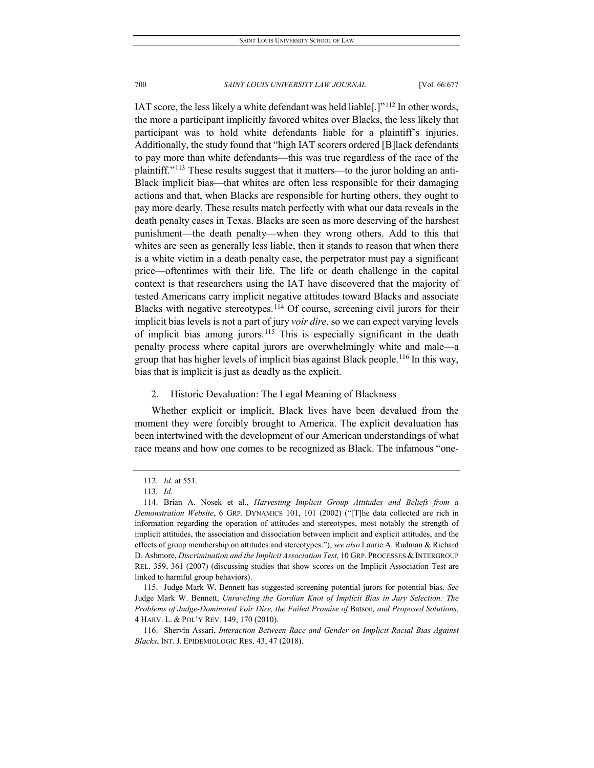IAT score, the less likely a white defendant was held liable[.]"[112] In other words, the more a participant implicitly favored whites over Blacks, the less likely that participant was to hold white defendants liable for a plaintiff's injuries. Additionally, the study found that "high IAT scorers ordered [B]lack defendants to pay more than white defendants—this was true regardless of the race of the plaintiff."[113] These results suggest that it matters—to the juror holding an anti-Black implicit bias—that whites are often less responsible for their damaging actions and that, when Blacks are responsible for hurting others, they ought to pay more dearly. These results match perfectly with what our data reveals in the death penalty cases in Texas. Blacks are seen as more deserving of the harshest punishment—the death penalty—when they wrong others. Add to this that whites are seen as generally less liable, then it stands to reason that when there is a white victim in a death penalty case, the perpetrator must pay a significant price—oftentimes with their life. The life or death challenge in the capital context is that researchers using the IAT have discovered that the majority of tested Americans carry implicit negative attitudes toward Blacks and associate Blacks with negative stereotypes.[114] Of course, screening civil jurors for their implicit bias levels is not a part of jury *voir dire*, so we can expect varying levels of implicit bias among jurors.[115] This is especially significant in the death penalty process where capital jurors are overwhelmingly white and male—a group that has higher levels of implicit bias against Black people.[116] In this way, bias that is implicit is just as deadly as the explicit.

### 2. Historic Devaluation: The Legal Meaning of Blackness

Whether explicit or implicit, Black lives have been devalued from the moment they were forcibly brought to America. The explicit devaluation has been intertwined with the development of our American understandings of what race means and how one comes to be recognized as Black. The infamous "one-

---

112. *Id.* at 551.

113. *Id.*

114. Brian A. Nosek et al., *Harvesting Implicit Group Attitudes and Beliefs from a Demonstration Website*, 6 GRP. DYNAMICS 101, 101 (2002) ("[T]he data collected are rich in information regarding the operation of attitudes and stereotypes, most notably the strength of implicit attitudes, the association and dissociation between implicit and explicit attitudes, and the effects of group membership on attitudes and stereotypes."); *see also* Laurie A. Rudman & Richard D. Ashmore, *Discrimination and the Implicit Association Test*, 10 GRP. PROCESSES & INTERGROUP REL. 359, 361 (2007) (discussing studies that show scores on the Implicit Association Test are linked to harmful group behaviors).

115. Judge Mark W. Bennett has suggested screening potential jurors for potential bias. *See* Judge Mark W. Bennett, *Unraveling the Gordian Knot of Implicit Bias in Jury Selection: The Problems of Judge-Dominated Voir Dire, the Failed Promise of* Batson*, and Proposed Solutions*, 4 HARV. L. & POL'Y REV. 149, 170 (2010).

116. Shervin Assari, *Interaction Between Race and Gender on Implicit Racial Bias Against Blacks*, INT. J. EPIDEMIOLOGIC RES. 43, 47 (2018).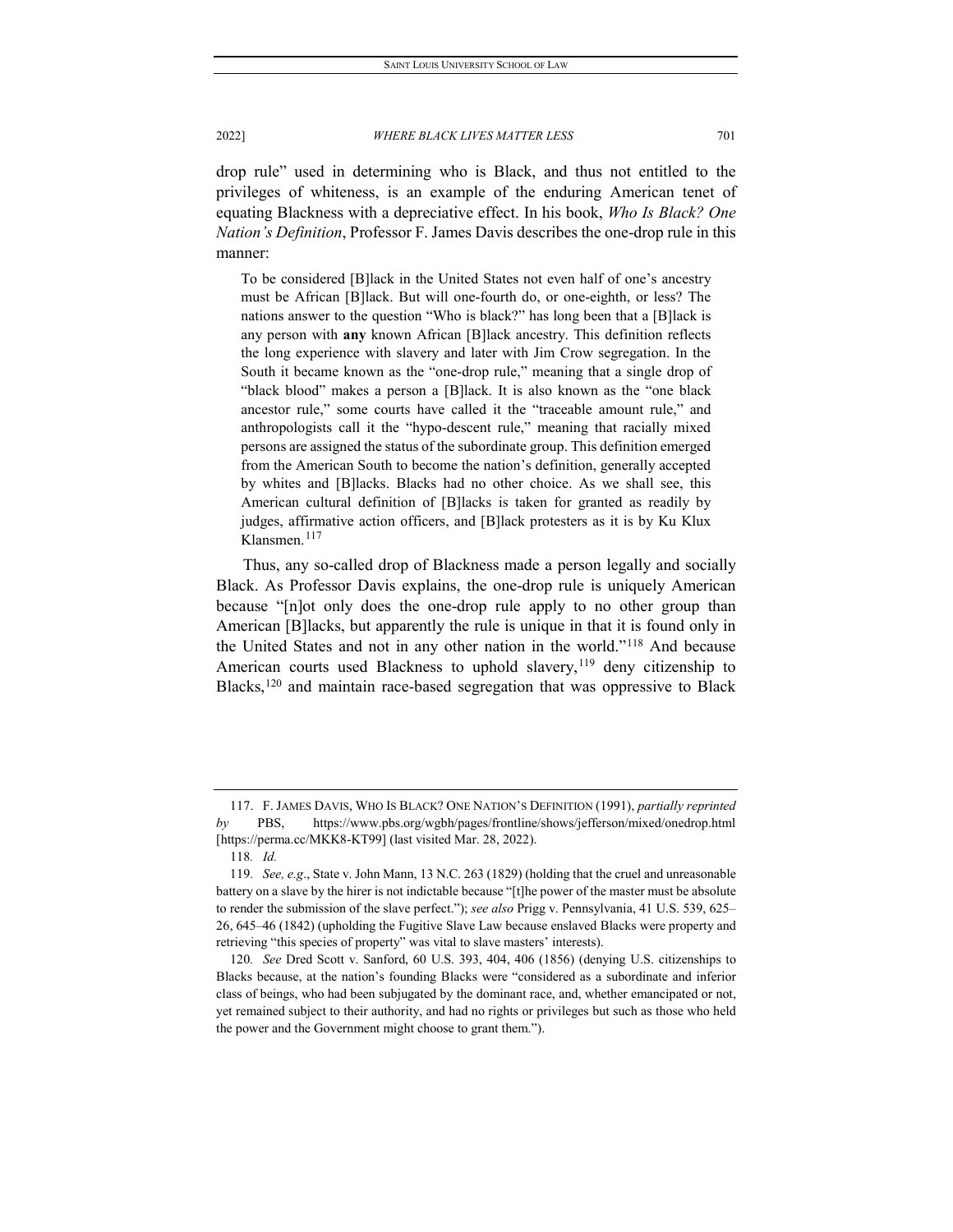drop rule" used in determining who is Black, and thus not entitled to the privileges of whiteness, is an example of the enduring American tenet of equating Blackness with a depreciative effect. In his book, *Who Is Black? One Nation's Definition*, Professor F. James Davis describes the one-drop rule in this manner:

> To be considered [B]lack in the United States not even half of one's ancestry must be African [B]lack. But will one-fourth do, or one-eighth, or less? The nations answer to the question "Who is black?" has long been that a [B]lack is any person with **any** known African [B]lack ancestry. This definition reflects the long experience with slavery and later with Jim Crow segregation. In the South it became known as the "one-drop rule," meaning that a single drop of "black blood" makes a person a [B]lack. It is also known as the "one black ancestor rule," some courts have called it the "traceable amount rule," and anthropologists call it the "hypo-descent rule," meaning that racially mixed persons are assigned the status of the subordinate group. This definition emerged from the American South to become the nation's definition, generally accepted by whites and [B]lacks. Blacks had no other choice. As we shall see, this American cultural definition of [B]lacks is taken for granted as readily by judges, affirmative action officers, and [B]lack protesters as it is by Ku Klux Klansmen.[117]

Thus, any so-called drop of Blackness made a person legally and socially Black. As Professor Davis explains, the one-drop rule is uniquely American because "[n]ot only does the one-drop rule apply to no other group than American [B]lacks, but apparently the rule is unique in that it is found only in the United States and not in any other nation in the world."[118] And because American courts used Blackness to uphold slavery,[119] deny citizenship to Blacks,[120] and maintain race-based segregation that was oppressive to Black

---

117. F. JAMES DAVIS, WHO IS BLACK? ONE NATION'S DEFINITION (1991), *partially reprinted by* PBS, https://www.pbs.org/wgbh/pages/frontline/shows/jefferson/mixed/onedrop.html [https://perma.cc/MKK8-KT99] (last visited Mar. 28, 2022).

118. *Id.*

119. *See, e.g*., State v. John Mann, 13 N.C. 263 (1829) (holding that the cruel and unreasonable battery on a slave by the hirer is not indictable because "[t]he power of the master must be absolute to render the submission of the slave perfect."); *see also* Prigg v. Pennsylvania, 41 U.S. 539, 625–26, 645–46 (1842) (upholding the Fugitive Slave Law because enslaved Blacks were property and retrieving "this species of property" was vital to slave masters' interests).

120. *See* Dred Scott v. Sanford, 60 U.S. 393, 404, 406 (1856) (denying U.S. citizenships to Blacks because, at the nation's founding Blacks were "considered as a subordinate and inferior class of beings, who had been subjugated by the dominant race, and, whether emancipated or not, yet remained subject to their authority, and had no rights or privileges but such as those who held the power and the Government might choose to grant them.").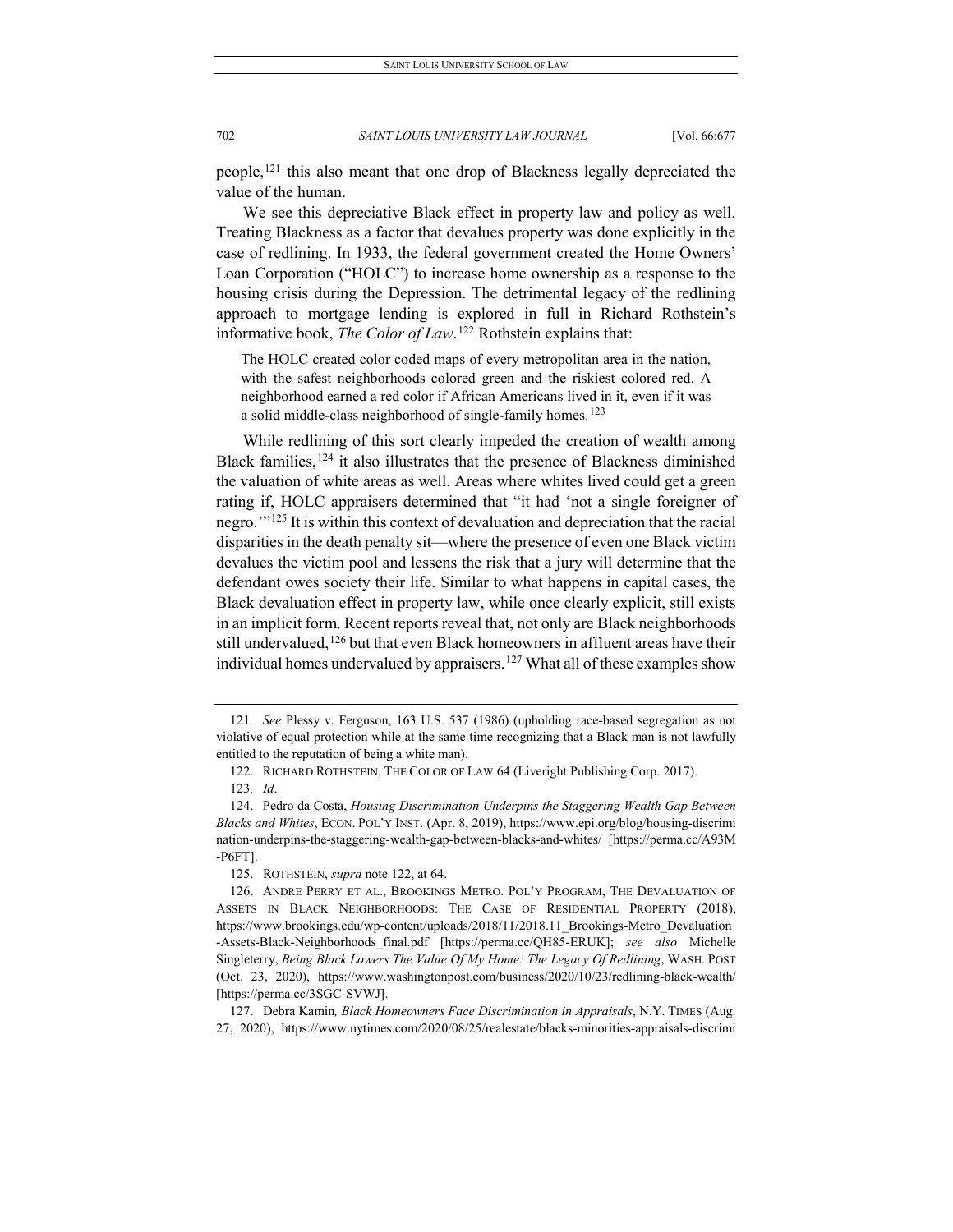people,[121] this also meant that one drop of Blackness legally depreciated the value of the human.

We see this depreciative Black effect in property law and policy as well. Treating Blackness as a factor that devalues property was done explicitly in the case of redlining. In 1933, the federal government created the Home Owners' Loan Corporation ("HOLC") to increase home ownership as a response to the housing crisis during the Depression. The detrimental legacy of the redlining approach to mortgage lending is explored in full in Richard Rothstein's informative book, *The Color of Law*.[122] Rothstein explains that:

> The HOLC created color coded maps of every metropolitan area in the nation, with the safest neighborhoods colored green and the riskiest colored red. A neighborhood earned a red color if African Americans lived in it, even if it was a solid middle-class neighborhood of single-family homes.[123]

While redlining of this sort clearly impeded the creation of wealth among Black families,[124] it also illustrates that the presence of Blackness diminished the valuation of white areas as well. Areas where whites lived could get a green rating if, HOLC appraisers determined that "it had 'not a single foreigner of negro.'"[125] It is within this context of devaluation and depreciation that the racial disparities in the death penalty sit—where the presence of even one Black victim devalues the victim pool and lessens the risk that a jury will determine that the defendant owes society their life. Similar to what happens in capital cases, the Black devaluation effect in property law, while once clearly explicit, still exists in an implicit form. Recent reports reveal that, not only are Black neighborhoods still undervalued,[126] but that even Black homeowners in affluent areas have their individual homes undervalued by appraisers.[127] What all of these examples show

---

121. *See* Plessy v. Ferguson, 163 U.S. 537 (1986) (upholding race-based segregation as not violative of equal protection while at the same time recognizing that a Black man is not lawfully entitled to the reputation of being a white man).

122. RICHARD ROTHSTEIN, THE COLOR OF LAW 64 (Liveright Publishing Corp. 2017).

123. *Id*.

124. Pedro da Costa, *Housing Discrimination Underpins the Staggering Wealth Gap Between Blacks and Whites*, ECON. POL'Y INST. (Apr. 8, 2019), https://www.epi.org/blog/housing-discrimination-underpins-the-staggering-wealth-gap-between-blacks-and-whites/ [https://perma.cc/A93M-P6FT].

125. ROTHSTEIN, *supra* note 122, at 64.

126. ANDRE PERRY ET AL., BROOKINGS METRO. POL'Y PROGRAM, THE DEVALUATION OF ASSETS IN BLACK NEIGHBORHOODS: THE CASE OF RESIDENTIAL PROPERTY (2018), https://www.brookings.edu/wp-content/uploads/2018/11/2018.11_Brookings-Metro_Devaluation-Assets-Black-Neighborhoods_final.pdf [https://perma.cc/QH85-ERUK]; *see also* Michelle Singleterry, *Being Black Lowers The Value Of My Home: The Legacy Of Redlining*, WASH. POST (Oct. 23, 2020), https://www.washingtonpost.com/business/2020/10/23/redlining-black-wealth/ [https://perma.cc/3SGC-SVWJ].

127. Debra Kamin*, Black Homeowners Face Discrimination in Appraisals*, N.Y. TIMES (Aug. 27, 2020), https://www.nytimes.com/2020/08/25/realestate/blacks-minorities-appraisals-discrimi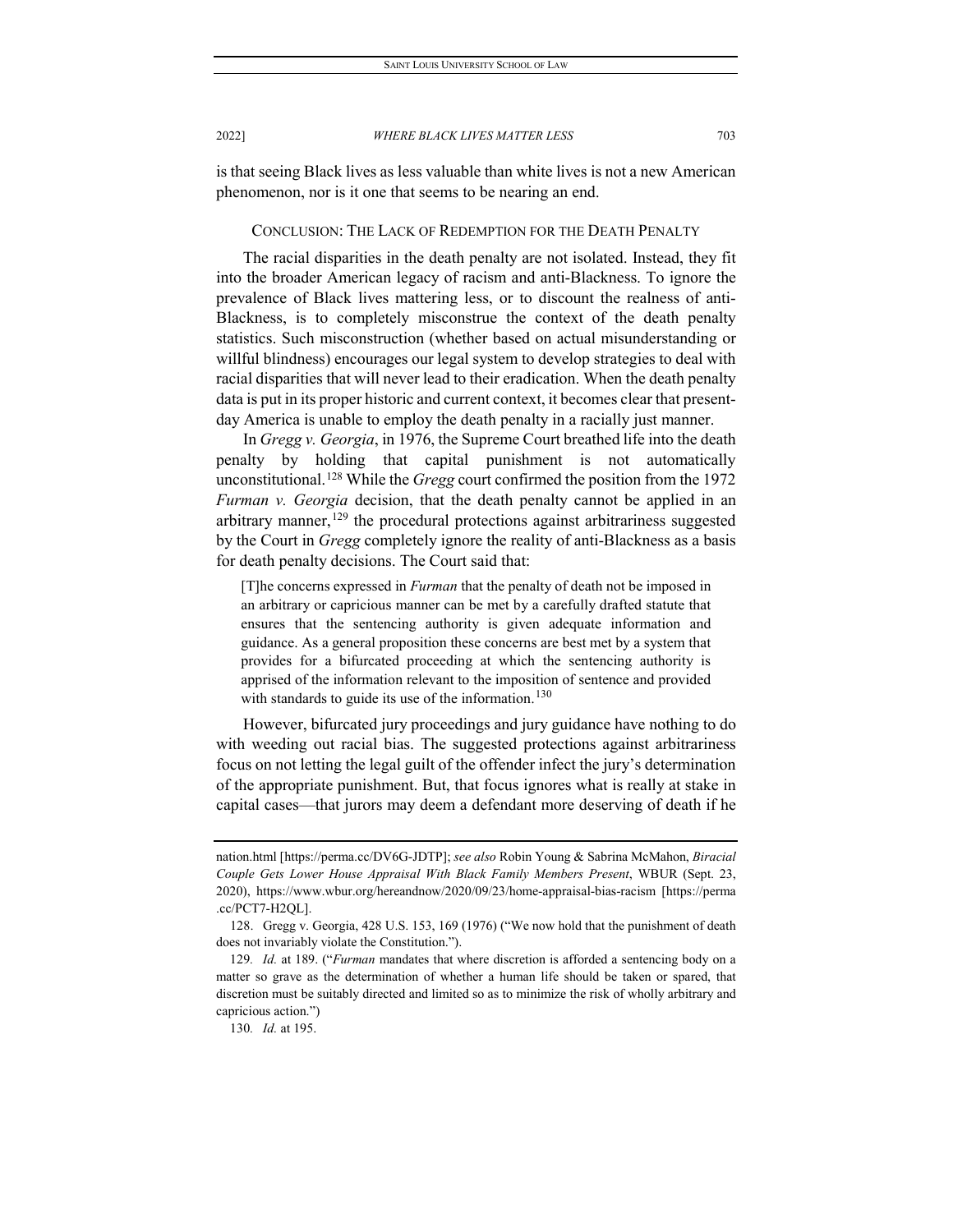is that seeing Black lives as less valuable than white lives is not a new American phenomenon, nor is it one that seems to be nearing an end.

## CONCLUSION: THE LACK OF REDEMPTION FOR THE DEATH PENALTY

The racial disparities in the death penalty are not isolated. Instead, they fit into the broader American legacy of racism and anti-Blackness. To ignore the prevalence of Black lives mattering less, or to discount the realness of anti-Blackness, is to completely misconstrue the context of the death penalty statistics. Such misconstruction (whether based on actual misunderstanding or willful blindness) encourages our legal system to develop strategies to deal with racial disparities that will never lead to their eradication. When the death penalty data is put in its proper historic and current context, it becomes clear that present-day America is unable to employ the death penalty in a racially just manner.

In *Gregg v. Georgia*, in 1976, the Supreme Court breathed life into the death penalty by holding that capital punishment is not automatically unconstitutional.[128] While the *Gregg* court confirmed the position from the 1972 *Furman v. Georgia* decision, that the death penalty cannot be applied in an arbitrary manner,[129] the procedural protections against arbitrariness suggested by the Court in *Gregg* completely ignore the reality of anti-Blackness as a basis for death penalty decisions. The Court said that:

> [T]he concerns expressed in *Furman* that the penalty of death not be imposed in an arbitrary or capricious manner can be met by a carefully drafted statute that ensures that the sentencing authority is given adequate information and guidance. As a general proposition these concerns are best met by a system that provides for a bifurcated proceeding at which the sentencing authority is apprised of the information relevant to the imposition of sentence and provided with standards to guide its use of the information.[130]

However, bifurcated jury proceedings and jury guidance have nothing to do with weeding out racial bias. The suggested protections against arbitrariness focus on not letting the legal guilt of the offender infect the jury's determination of the appropriate punishment. But, that focus ignores what is really at stake in capital cases—that jurors may deem a defendant more deserving of death if he

---

nation.html [https://perma.cc/DV6G-JDTP]; *see also* Robin Young & Sabrina McMahon, *Biracial Couple Gets Lower House Appraisal With Black Family Members Present*, WBUR (Sept. 23, 2020), https://www.wbur.org/hereandnow/2020/09/23/home-appraisal-bias-racism [https://perma.cc/PCT7-H2QL].

128. Gregg v. Georgia, 428 U.S. 153, 169 (1976) ("We now hold that the punishment of death does not invariably violate the Constitution.").

129. *Id.* at 189. ("*Furman* mandates that where discretion is afforded a sentencing body on a matter so grave as the determination of whether a human life should be taken or spared, that discretion must be suitably directed and limited so as to minimize the risk of wholly arbitrary and capricious action.")

130. *Id.* at 195.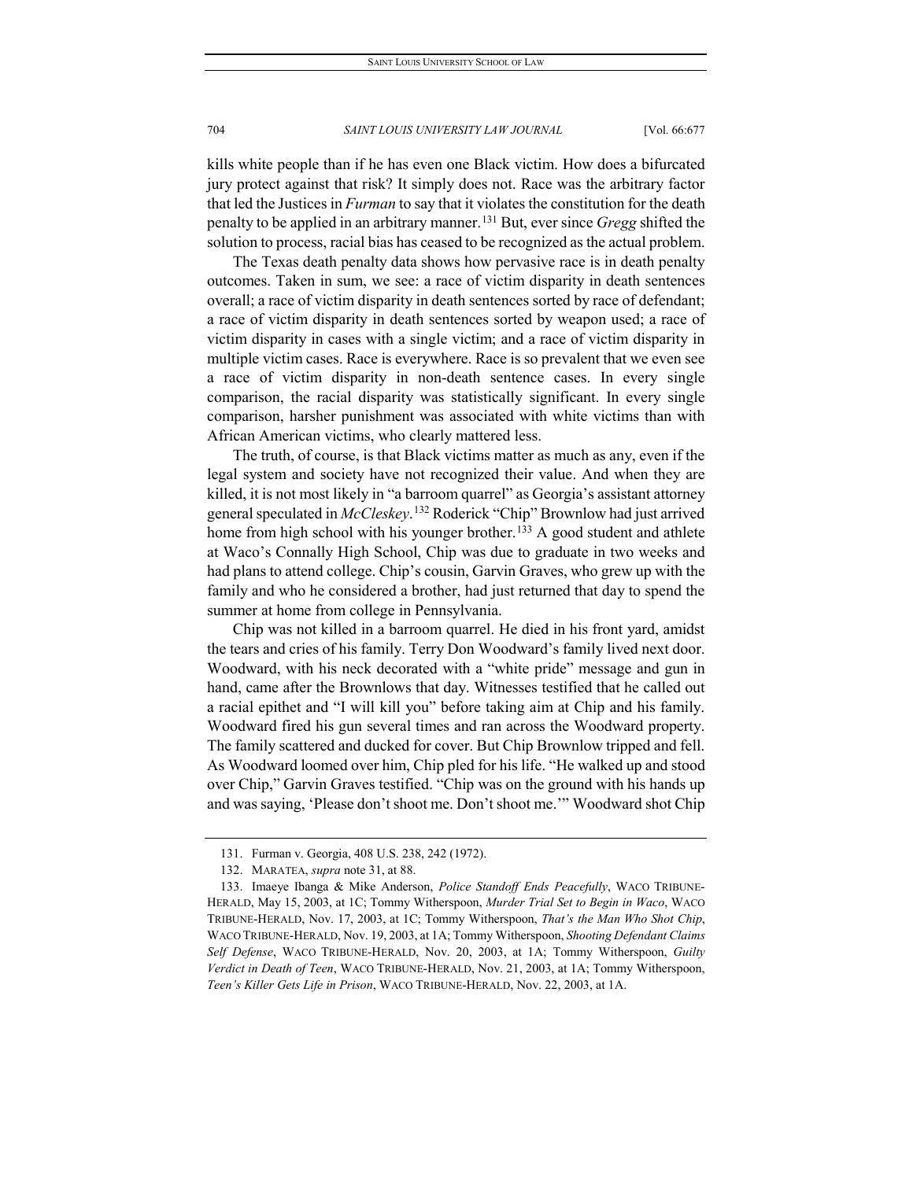kills white people than if he has even one Black victim. How does a bifurcated jury protect against that risk? It simply does not. Race was the arbitrary factor that led the Justices in *Furman* to say that it violates the constitution for the death penalty to be applied in an arbitrary manner.[131] But, ever since *Gregg* shifted the solution to process, racial bias has ceased to be recognized as the actual problem.

The Texas death penalty data shows how pervasive race is in death penalty outcomes. Taken in sum, we see: a race of victim disparity in death sentences overall; a race of victim disparity in death sentences sorted by race of defendant; a race of victim disparity in death sentences sorted by weapon used; a race of victim disparity in cases with a single victim; and a race of victim disparity in multiple victim cases. Race is everywhere. Race is so prevalent that we even see a race of victim disparity in non-death sentence cases. In every single comparison, the racial disparity was statistically significant. In every single comparison, harsher punishment was associated with white victims than with African American victims, who clearly mattered less.

The truth, of course, is that Black victims matter as much as any, even if the legal system and society have not recognized their value. And when they are killed, it is not most likely in "a barroom quarrel" as Georgia's assistant attorney general speculated in *McCleskey*.[132] Roderick "Chip" Brownlow had just arrived home from high school with his younger brother.[133] A good student and athlete at Waco's Connally High School, Chip was due to graduate in two weeks and had plans to attend college. Chip's cousin, Garvin Graves, who grew up with the family and who he considered a brother, had just returned that day to spend the summer at home from college in Pennsylvania.

Chip was not killed in a barroom quarrel. He died in his front yard, amidst the tears and cries of his family. Terry Don Woodward's family lived next door. Woodward, with his neck decorated with a "white pride" message and gun in hand, came after the Brownlows that day. Witnesses testified that he called out a racial epithet and "I will kill you" before taking aim at Chip and his family. Woodward fired his gun several times and ran across the Woodward property. The family scattered and ducked for cover. But Chip Brownlow tripped and fell. As Woodward loomed over him, Chip pled for his life. "He walked up and stood over Chip," Garvin Graves testified. "Chip was on the ground with his hands up and was saying, 'Please don't shoot me. Don't shoot me.'" Woodward shot Chip

---

131. Furman v. Georgia, 408 U.S. 238, 242 (1972).

132. MARATEA, *supra* note 31, at 88.

133. Imaeye Ibanga & Mike Anderson, *Police Standoff Ends Peacefully*, WACO TRIBUNE-HERALD, May 15, 2003, at 1C; Tommy Witherspoon, *Murder Trial Set to Begin in Waco*, WACO TRIBUNE-HERALD, Nov. 17, 2003, at 1C; Tommy Witherspoon, *That's the Man Who Shot Chip*, WACO TRIBUNE-HERALD, Nov. 19, 2003, at 1A; Tommy Witherspoon, *Shooting Defendant Claims Self Defense*, WACO TRIBUNE-HERALD, Nov. 20, 2003, at 1A; Tommy Witherspoon, *Guilty Verdict in Death of Teen*, WACO TRIBUNE-HERALD, Nov. 21, 2003, at 1A; Tommy Witherspoon, *Teen's Killer Gets Life in Prison*, WACO TRIBUNE-HERALD, Nov. 22, 2003, at 1A.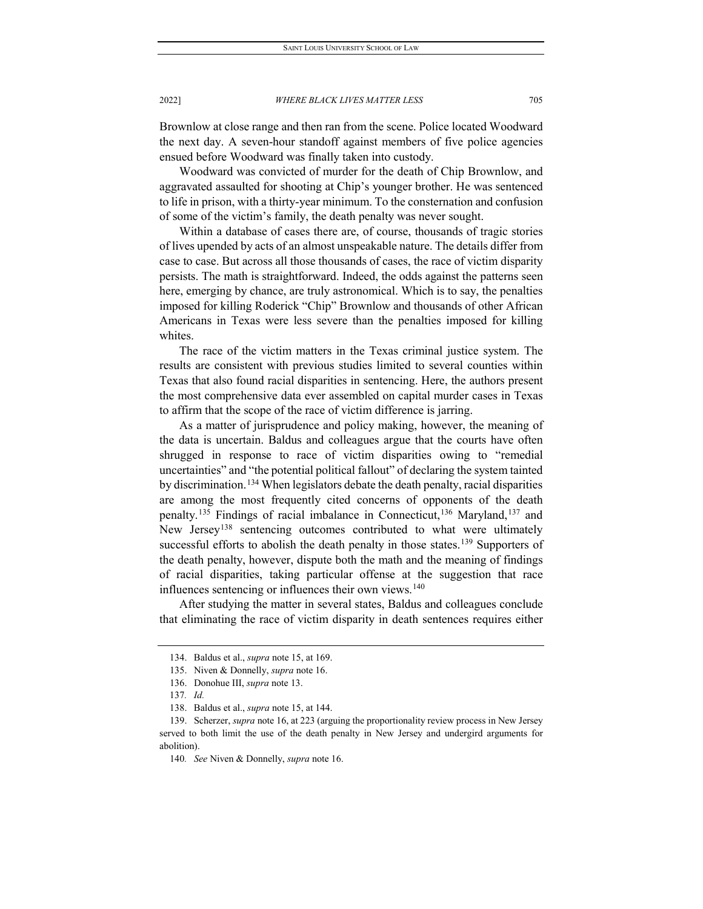Brownlow at close range and then ran from the scene. Police located Woodward the next day. A seven-hour standoff against members of five police agencies ensued before Woodward was finally taken into custody.

Woodward was convicted of murder for the death of Chip Brownlow, and aggravated assaulted for shooting at Chip's younger brother. He was sentenced to life in prison, with a thirty-year minimum. To the consternation and confusion of some of the victim's family, the death penalty was never sought.

Within a database of cases there are, of course, thousands of tragic stories of lives upended by acts of an almost unspeakable nature. The details differ from case to case. But across all those thousands of cases, the race of victim disparity persists. The math is straightforward. Indeed, the odds against the patterns seen here, emerging by chance, are truly astronomical. Which is to say, the penalties imposed for killing Roderick "Chip" Brownlow and thousands of other African Americans in Texas were less severe than the penalties imposed for killing whites.

The race of the victim matters in the Texas criminal justice system. The results are consistent with previous studies limited to several counties within Texas that also found racial disparities in sentencing. Here, the authors present the most comprehensive data ever assembled on capital murder cases in Texas to affirm that the scope of the race of victim difference is jarring.

As a matter of jurisprudence and policy making, however, the meaning of the data is uncertain. Baldus and colleagues argue that the courts have often shrugged in response to race of victim disparities owing to "remedial uncertainties" and "the potential political fallout" of declaring the system tainted by discrimination.[134] When legislators debate the death penalty, racial disparities are among the most frequently cited concerns of opponents of the death penalty.[135] Findings of racial imbalance in Connecticut,[136] Maryland,[137] and New Jersey[138] sentencing outcomes contributed to what were ultimately successful efforts to abolish the death penalty in those states.[139] Supporters of the death penalty, however, dispute both the math and the meaning of findings of racial disparities, taking particular offense at the suggestion that race influences sentencing or influences their own views.[140]

After studying the matter in several states, Baldus and colleagues conclude that eliminating the race of victim disparity in death sentences requires either

134. Baldus et al., *supra* note 15, at 169.

135. Niven & Donnelly, *supra* note 16.

136. Donohue III, *supra* note 13.

137. *Id.*

138. Baldus et al., *supra* note 15, at 144.

139. Scherzer, *supra* note 16, at 223 (arguing the proportionality review process in New Jersey served to both limit the use of the death penalty in New Jersey and undergird arguments for abolition).

140. *See* Niven & Donnelly, *supra* note 16.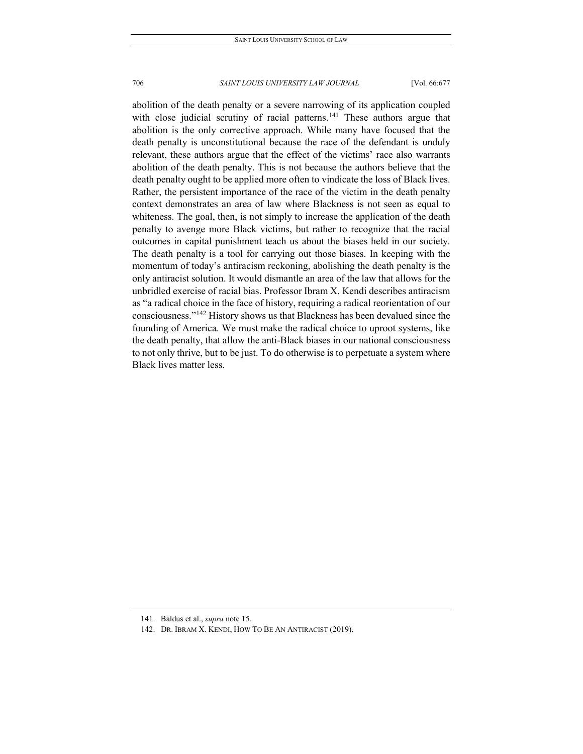abolition of the death penalty or a severe narrowing of its application coupled with close judicial scrutiny of racial patterns.[141] These authors argue that abolition is the only corrective approach. While many have focused that the death penalty is unconstitutional because the race of the defendant is unduly relevant, these authors argue that the effect of the victims' race also warrants abolition of the death penalty. This is not because the authors believe that the death penalty ought to be applied more often to vindicate the loss of Black lives. Rather, the persistent importance of the race of the victim in the death penalty context demonstrates an area of law where Blackness is not seen as equal to whiteness. The goal, then, is not simply to increase the application of the death penalty to avenge more Black victims, but rather to recognize that the racial outcomes in capital punishment teach us about the biases held in our society. The death penalty is a tool for carrying out those biases. In keeping with the momentum of today's antiracism reckoning, abolishing the death penalty is the only antiracist solution. It would dismantle an area of the law that allows for the unbridled exercise of racial bias. Professor Ibram X. Kendi describes antiracism as "a radical choice in the face of history, requiring a radical reorientation of our consciousness."[142] History shows us that Blackness has been devalued since the founding of America. We must make the radical choice to uproot systems, like the death penalty, that allow the anti-Black biases in our national consciousness to not only thrive, but to be just. To do otherwise is to perpetuate a system where Black lives matter less.

141. Baldus et al., *supra* note 15.

142. DR. IBRAM X. KENDI, HOW TO BE AN ANTIRACIST (2019).